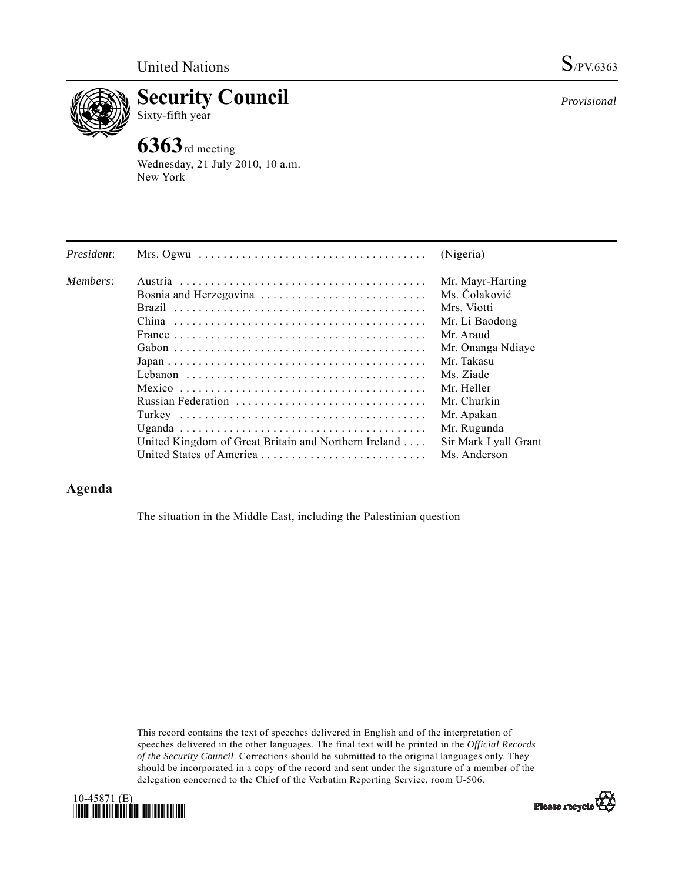United Nations S/PV.6363

# Security Council

Sixty-fifth year

*Provisional*

## 6363rd meeting

Wednesday, 21 July 2010, 10 a.m.
New York

| | | |
|---|---|---|
| *President*: | Mrs. Ogwu | (Nigeria) |
| *Members*: | Austria | Mr. Mayr-Harting |
| | Bosnia and Herzegovina | Ms. Čolaković |
| | Brazil | Mrs. Viotti |
| | China | Mr. Li Baodong |
| | France | Mr. Araud |
| | Gabon | Mr. Onanga Ndiaye |
| | Japan | Mr. Takasu |
| | Lebanon | Ms. Ziade |
| | Mexico | Mr. Heller |
| | Russian Federation | Mr. Churkin |
| | Turkey | Mr. Apakan |
| | Uganda | Mr. Rugunda |
| | United Kingdom of Great Britain and Northern Ireland | Sir Mark Lyall Grant |
| | United States of America | Ms. Anderson |

## Agenda

The situation in the Middle East, including the Palestinian question

This record contains the text of speeches delivered in English and of the interpretation of speeches delivered in the other languages. The final text will be printed in the *Official Records of the Security Council*. Corrections should be submitted to the original languages only. They should be incorporated in a copy of the record and sent under the signature of a member of the delegation concerned to the Chief of the Verbatim Reporting Service, room U-506.

10-45871 (E)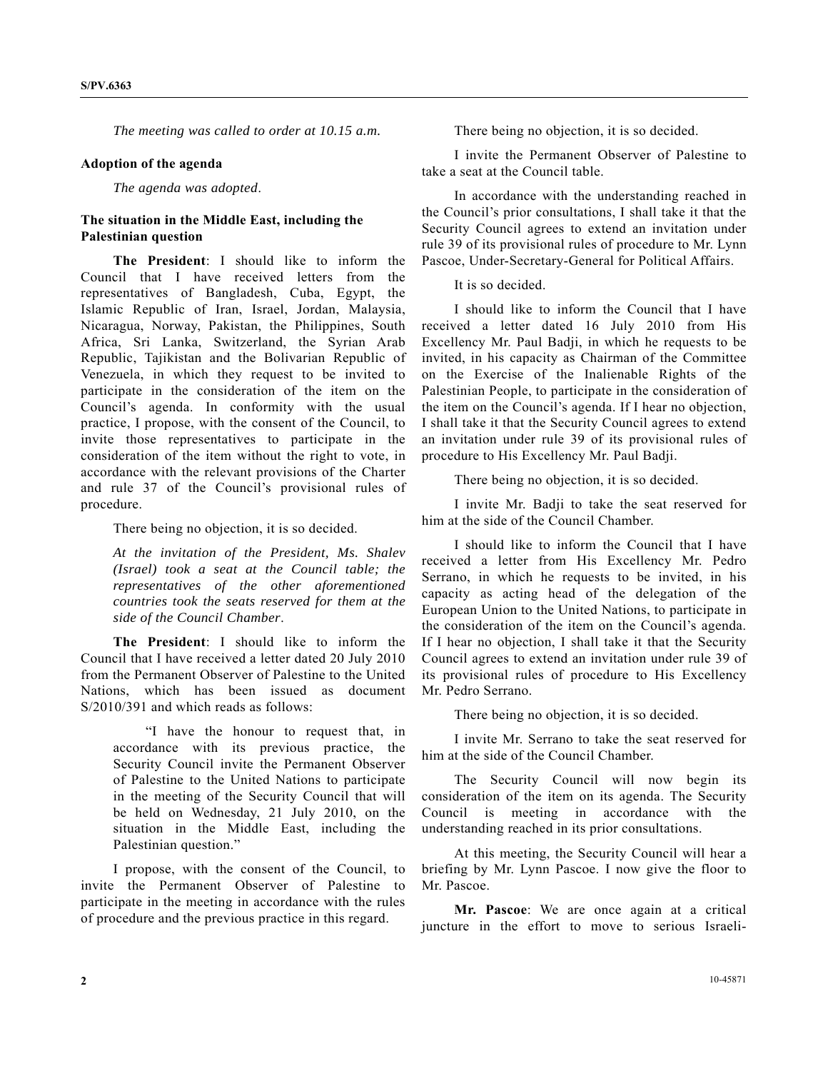*The meeting was called to order at 10.15 a.m.*

**Adoption of the agenda**

*The agenda was adopted*.

**The situation in the Middle East, including the Palestinian question**

**The President**: I should like to inform the Council that I have received letters from the representatives of Bangladesh, Cuba, Egypt, the Islamic Republic of Iran, Israel, Jordan, Malaysia, Nicaragua, Norway, Pakistan, the Philippines, South Africa, Sri Lanka, Switzerland, the Syrian Arab Republic, Tajikistan and the Bolivarian Republic of Venezuela, in which they request to be invited to participate in the consideration of the item on the Council's agenda. In conformity with the usual practice, I propose, with the consent of the Council, to invite those representatives to participate in the consideration of the item without the right to vote, in accordance with the relevant provisions of the Charter and rule 37 of the Council's provisional rules of procedure.

There being no objection, it is so decided.

*At the invitation of the President, Ms. Shalev (Israel) took a seat at the Council table; the representatives of the other aforementioned countries took the seats reserved for them at the side of the Council Chamber*.

**The President**: I should like to inform the Council that I have received a letter dated 20 July 2010 from the Permanent Observer of Palestine to the United Nations, which has been issued as document S/2010/391 and which reads as follows:

> "I have the honour to request that, in accordance with its previous practice, the Security Council invite the Permanent Observer of Palestine to the United Nations to participate in the meeting of the Security Council that will be held on Wednesday, 21 July 2010, on the situation in the Middle East, including the Palestinian question."

I propose, with the consent of the Council, to invite the Permanent Observer of Palestine to participate in the meeting in accordance with the rules of procedure and the previous practice in this regard.

There being no objection, it is so decided.

I invite the Permanent Observer of Palestine to take a seat at the Council table.

In accordance with the understanding reached in the Council's prior consultations, I shall take it that the Security Council agrees to extend an invitation under rule 39 of its provisional rules of procedure to Mr. Lynn Pascoe, Under-Secretary-General for Political Affairs.

It is so decided.

I should like to inform the Council that I have received a letter dated 16 July 2010 from His Excellency Mr. Paul Badji, in which he requests to be invited, in his capacity as Chairman of the Committee on the Exercise of the Inalienable Rights of the Palestinian People, to participate in the consideration of the item on the Council's agenda. If I hear no objection, I shall take it that the Security Council agrees to extend an invitation under rule 39 of its provisional rules of procedure to His Excellency Mr. Paul Badji.

There being no objection, it is so decided.

I invite Mr. Badji to take the seat reserved for him at the side of the Council Chamber.

I should like to inform the Council that I have received a letter from His Excellency Mr. Pedro Serrano, in which he requests to be invited, in his capacity as acting head of the delegation of the European Union to the United Nations, to participate in the consideration of the item on the Council's agenda. If I hear no objection, I shall take it that the Security Council agrees to extend an invitation under rule 39 of its provisional rules of procedure to His Excellency Mr. Pedro Serrano.

There being no objection, it is so decided.

I invite Mr. Serrano to take the seat reserved for him at the side of the Council Chamber.

The Security Council will now begin its consideration of the item on its agenda. The Security Council is meeting in accordance with the understanding reached in its prior consultations.

At this meeting, the Security Council will hear a briefing by Mr. Lynn Pascoe. I now give the floor to Mr. Pascoe.

**Mr. Pascoe**: We are once again at a critical juncture in the effort to move to serious Israeli-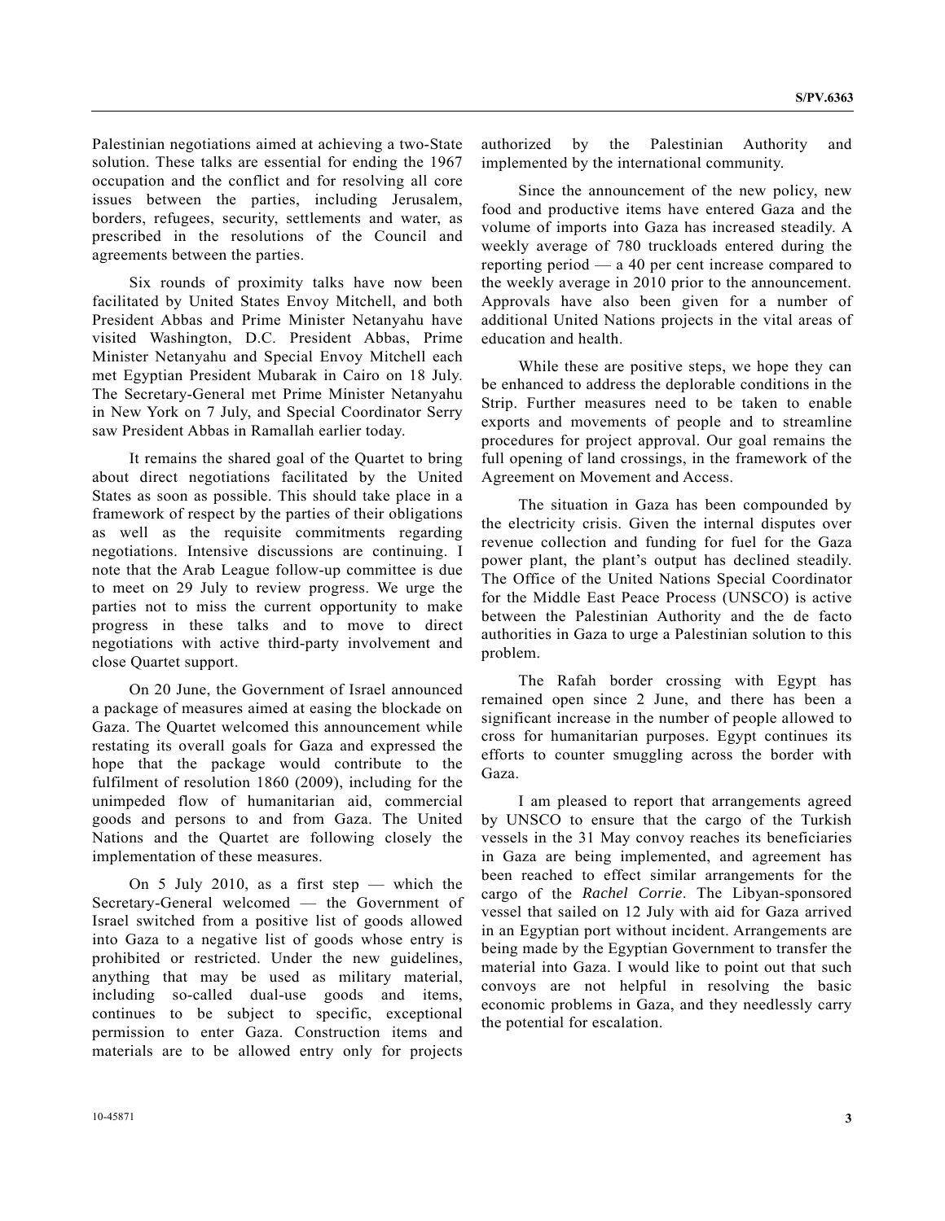Palestinian negotiations aimed at achieving a two-State solution. These talks are essential for ending the 1967 occupation and the conflict and for resolving all core issues between the parties, including Jerusalem, borders, refugees, security, settlements and water, as prescribed in the resolutions of the Council and agreements between the parties.

Six rounds of proximity talks have now been facilitated by United States Envoy Mitchell, and both President Abbas and Prime Minister Netanyahu have visited Washington, D.C. President Abbas, Prime Minister Netanyahu and Special Envoy Mitchell each met Egyptian President Mubarak in Cairo on 18 July. The Secretary-General met Prime Minister Netanyahu in New York on 7 July, and Special Coordinator Serry saw President Abbas in Ramallah earlier today.

It remains the shared goal of the Quartet to bring about direct negotiations facilitated by the United States as soon as possible. This should take place in a framework of respect by the parties of their obligations as well as the requisite commitments regarding negotiations. Intensive discussions are continuing. I note that the Arab League follow-up committee is due to meet on 29 July to review progress. We urge the parties not to miss the current opportunity to make progress in these talks and to move to direct negotiations with active third-party involvement and close Quartet support.

On 20 June, the Government of Israel announced a package of measures aimed at easing the blockade on Gaza. The Quartet welcomed this announcement while restating its overall goals for Gaza and expressed the hope that the package would contribute to the fulfilment of resolution 1860 (2009), including for the unimpeded flow of humanitarian aid, commercial goods and persons to and from Gaza. The United Nations and the Quartet are following closely the implementation of these measures.

On 5 July 2010, as a first step — which the Secretary-General welcomed — the Government of Israel switched from a positive list of goods allowed into Gaza to a negative list of goods whose entry is prohibited or restricted. Under the new guidelines, anything that may be used as military material, including so-called dual-use goods and items, continues to be subject to specific, exceptional permission to enter Gaza. Construction items and materials are to be allowed entry only for projects authorized by the Palestinian Authority and implemented by the international community.

Since the announcement of the new policy, new food and productive items have entered Gaza and the volume of imports into Gaza has increased steadily. A weekly average of 780 truckloads entered during the reporting period — a 40 per cent increase compared to the weekly average in 2010 prior to the announcement. Approvals have also been given for a number of additional United Nations projects in the vital areas of education and health.

While these are positive steps, we hope they can be enhanced to address the deplorable conditions in the Strip. Further measures need to be taken to enable exports and movements of people and to streamline procedures for project approval. Our goal remains the full opening of land crossings, in the framework of the Agreement on Movement and Access.

The situation in Gaza has been compounded by the electricity crisis. Given the internal disputes over revenue collection and funding for fuel for the Gaza power plant, the plant's output has declined steadily. The Office of the United Nations Special Coordinator for the Middle East Peace Process (UNSCO) is active between the Palestinian Authority and the de facto authorities in Gaza to urge a Palestinian solution to this problem.

The Rafah border crossing with Egypt has remained open since 2 June, and there has been a significant increase in the number of people allowed to cross for humanitarian purposes. Egypt continues its efforts to counter smuggling across the border with Gaza.

I am pleased to report that arrangements agreed by UNSCO to ensure that the cargo of the Turkish vessels in the 31 May convoy reaches its beneficiaries in Gaza are being implemented, and agreement has been reached to effect similar arrangements for the cargo of the *Rachel Corrie*. The Libyan-sponsored vessel that sailed on 12 July with aid for Gaza arrived in an Egyptian port without incident. Arrangements are being made by the Egyptian Government to transfer the material into Gaza. I would like to point out that such convoys are not helpful in resolving the basic economic problems in Gaza, and they needlessly carry the potential for escalation.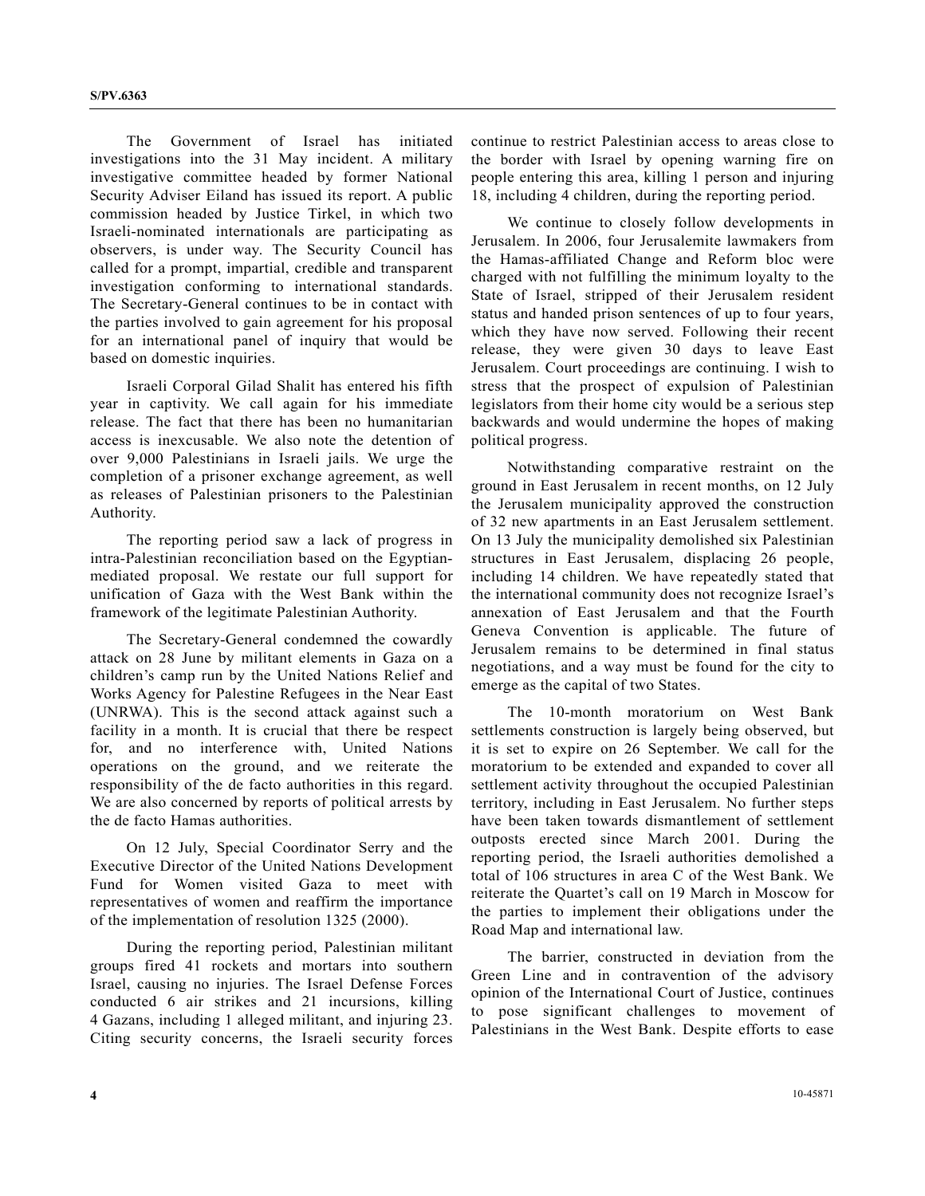The Government of Israel has initiated investigations into the 31 May incident. A military investigative committee headed by former National Security Adviser Eiland has issued its report. A public commission headed by Justice Tirkel, in which two Israeli-nominated internationals are participating as observers, is under way. The Security Council has called for a prompt, impartial, credible and transparent investigation conforming to international standards. The Secretary-General continues to be in contact with the parties involved to gain agreement for his proposal for an international panel of inquiry that would be based on domestic inquiries.

Israeli Corporal Gilad Shalit has entered his fifth year in captivity. We call again for his immediate release. The fact that there has been no humanitarian access is inexcusable. We also note the detention of over 9,000 Palestinians in Israeli jails. We urge the completion of a prisoner exchange agreement, as well as releases of Palestinian prisoners to the Palestinian Authority.

The reporting period saw a lack of progress in intra-Palestinian reconciliation based on the Egyptian-mediated proposal. We restate our full support for unification of Gaza with the West Bank within the framework of the legitimate Palestinian Authority.

The Secretary-General condemned the cowardly attack on 28 June by militant elements in Gaza on a children's camp run by the United Nations Relief and Works Agency for Palestine Refugees in the Near East (UNRWA). This is the second attack against such a facility in a month. It is crucial that there be respect for, and no interference with, United Nations operations on the ground, and we reiterate the responsibility of the de facto authorities in this regard. We are also concerned by reports of political arrests by the de facto Hamas authorities.

On 12 July, Special Coordinator Serry and the Executive Director of the United Nations Development Fund for Women visited Gaza to meet with representatives of women and reaffirm the importance of the implementation of resolution 1325 (2000).

During the reporting period, Palestinian militant groups fired 41 rockets and mortars into southern Israel, causing no injuries. The Israel Defense Forces conducted 6 air strikes and 21 incursions, killing 4 Gazans, including 1 alleged militant, and injuring 23. Citing security concerns, the Israeli security forces continue to restrict Palestinian access to areas close to the border with Israel by opening warning fire on people entering this area, killing 1 person and injuring 18, including 4 children, during the reporting period.

We continue to closely follow developments in Jerusalem. In 2006, four Jerusalemite lawmakers from the Hamas-affiliated Change and Reform bloc were charged with not fulfilling the minimum loyalty to the State of Israel, stripped of their Jerusalem resident status and handed prison sentences of up to four years, which they have now served. Following their recent release, they were given 30 days to leave East Jerusalem. Court proceedings are continuing. I wish to stress that the prospect of expulsion of Palestinian legislators from their home city would be a serious step backwards and would undermine the hopes of making political progress.

Notwithstanding comparative restraint on the ground in East Jerusalem in recent months, on 12 July the Jerusalem municipality approved the construction of 32 new apartments in an East Jerusalem settlement. On 13 July the municipality demolished six Palestinian structures in East Jerusalem, displacing 26 people, including 14 children. We have repeatedly stated that the international community does not recognize Israel's annexation of East Jerusalem and that the Fourth Geneva Convention is applicable. The future of Jerusalem remains to be determined in final status negotiations, and a way must be found for the city to emerge as the capital of two States.

The 10-month moratorium on West Bank settlements construction is largely being observed, but it is set to expire on 26 September. We call for the moratorium to be extended and expanded to cover all settlement activity throughout the occupied Palestinian territory, including in East Jerusalem. No further steps have been taken towards dismantlement of settlement outposts erected since March 2001. During the reporting period, the Israeli authorities demolished a total of 106 structures in area C of the West Bank. We reiterate the Quartet's call on 19 March in Moscow for the parties to implement their obligations under the Road Map and international law.

The barrier, constructed in deviation from the Green Line and in contravention of the advisory opinion of the International Court of Justice, continues to pose significant challenges to movement of Palestinians in the West Bank. Despite efforts to ease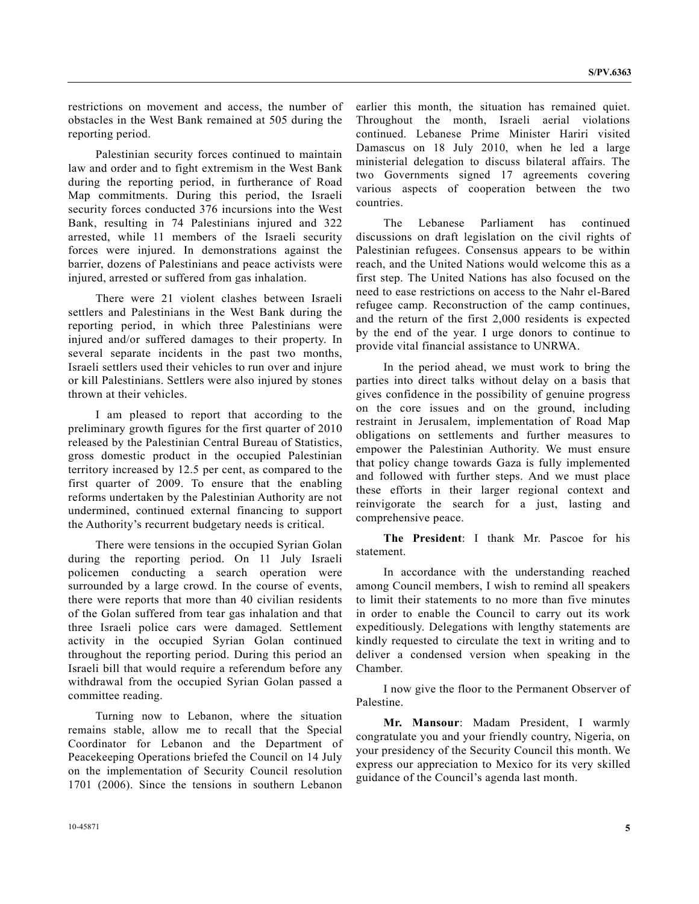restrictions on movement and access, the number of obstacles in the West Bank remained at 505 during the reporting period.

Palestinian security forces continued to maintain law and order and to fight extremism in the West Bank during the reporting period, in furtherance of Road Map commitments. During this period, the Israeli security forces conducted 376 incursions into the West Bank, resulting in 74 Palestinians injured and 322 arrested, while 11 members of the Israeli security forces were injured. In demonstrations against the barrier, dozens of Palestinians and peace activists were injured, arrested or suffered from gas inhalation.

There were 21 violent clashes between Israeli settlers and Palestinians in the West Bank during the reporting period, in which three Palestinians were injured and/or suffered damages to their property. In several separate incidents in the past two months, Israeli settlers used their vehicles to run over and injure or kill Palestinians. Settlers were also injured by stones thrown at their vehicles.

I am pleased to report that according to the preliminary growth figures for the first quarter of 2010 released by the Palestinian Central Bureau of Statistics, gross domestic product in the occupied Palestinian territory increased by 12.5 per cent, as compared to the first quarter of 2009. To ensure that the enabling reforms undertaken by the Palestinian Authority are not undermined, continued external financing to support the Authority's recurrent budgetary needs is critical.

There were tensions in the occupied Syrian Golan during the reporting period. On 11 July Israeli policemen conducting a search operation were surrounded by a large crowd. In the course of events, there were reports that more than 40 civilian residents of the Golan suffered from tear gas inhalation and that three Israeli police cars were damaged. Settlement activity in the occupied Syrian Golan continued throughout the reporting period. During this period an Israeli bill that would require a referendum before any withdrawal from the occupied Syrian Golan passed a committee reading.

Turning now to Lebanon, where the situation remains stable, allow me to recall that the Special Coordinator for Lebanon and the Department of Peacekeeping Operations briefed the Council on 14 July on the implementation of Security Council resolution 1701 (2006). Since the tensions in southern Lebanon earlier this month, the situation has remained quiet. Throughout the month, Israeli aerial violations continued. Lebanese Prime Minister Hariri visited Damascus on 18 July 2010, when he led a large ministerial delegation to discuss bilateral affairs. The two Governments signed 17 agreements covering various aspects of cooperation between the two countries.

The Lebanese Parliament has continued discussions on draft legislation on the civil rights of Palestinian refugees. Consensus appears to be within reach, and the United Nations would welcome this as a first step. The United Nations has also focused on the need to ease restrictions on access to the Nahr el-Bared refugee camp. Reconstruction of the camp continues, and the return of the first 2,000 residents is expected by the end of the year. I urge donors to continue to provide vital financial assistance to UNRWA.

In the period ahead, we must work to bring the parties into direct talks without delay on a basis that gives confidence in the possibility of genuine progress on the core issues and on the ground, including restraint in Jerusalem, implementation of Road Map obligations on settlements and further measures to empower the Palestinian Authority. We must ensure that policy change towards Gaza is fully implemented and followed with further steps. And we must place these efforts in their larger regional context and reinvigorate the search for a just, lasting and comprehensive peace.

**The President**: I thank Mr. Pascoe for his statement.

In accordance with the understanding reached among Council members, I wish to remind all speakers to limit their statements to no more than five minutes in order to enable the Council to carry out its work expeditiously. Delegations with lengthy statements are kindly requested to circulate the text in writing and to deliver a condensed version when speaking in the Chamber.

I now give the floor to the Permanent Observer of Palestine.

**Mr. Mansour**: Madam President, I warmly congratulate you and your friendly country, Nigeria, on your presidency of the Security Council this month. We express our appreciation to Mexico for its very skilled guidance of the Council's agenda last month.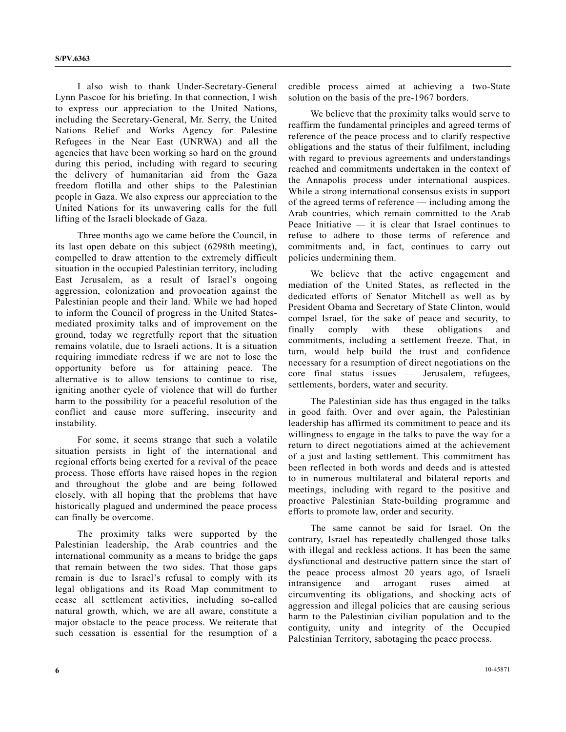I also wish to thank Under-Secretary-General Lynn Pascoe for his briefing. In that connection, I wish to express our appreciation to the United Nations, including the Secretary-General, Mr. Serry, the United Nations Relief and Works Agency for Palestine Refugees in the Near East (UNRWA) and all the agencies that have been working so hard on the ground during this period, including with regard to securing the delivery of humanitarian aid from the Gaza freedom flotilla and other ships to the Palestinian people in Gaza. We also express our appreciation to the United Nations for its unwavering calls for the full lifting of the Israeli blockade of Gaza.

Three months ago we came before the Council, in its last open debate on this subject (6298th meeting), compelled to draw attention to the extremely difficult situation in the occupied Palestinian territory, including East Jerusalem, as a result of Israel's ongoing aggression, colonization and provocation against the Palestinian people and their land. While we had hoped to inform the Council of progress in the United States-mediated proximity talks and of improvement on the ground, today we regretfully report that the situation remains volatile, due to Israeli actions. It is a situation requiring immediate redress if we are not to lose the opportunity before us for attaining peace. The alternative is to allow tensions to continue to rise, igniting another cycle of violence that will do further harm to the possibility for a peaceful resolution of the conflict and cause more suffering, insecurity and instability.

For some, it seems strange that such a volatile situation persists in light of the international and regional efforts being exerted for a revival of the peace process. Those efforts have raised hopes in the region and throughout the globe and are being followed closely, with all hoping that the problems that have historically plagued and undermined the peace process can finally be overcome.

The proximity talks were supported by the Palestinian leadership, the Arab countries and the international community as a means to bridge the gaps that remain between the two sides. That those gaps remain is due to Israel's refusal to comply with its legal obligations and its Road Map commitment to cease all settlement activities, including so-called natural growth, which, we are all aware, constitute a major obstacle to the peace process. We reiterate that such cessation is essential for the resumption of a credible process aimed at achieving a two-State solution on the basis of the pre-1967 borders.

We believe that the proximity talks would serve to reaffirm the fundamental principles and agreed terms of reference of the peace process and to clarify respective obligations and the status of their fulfilment, including with regard to previous agreements and understandings reached and commitments undertaken in the context of the Annapolis process under international auspices. While a strong international consensus exists in support of the agreed terms of reference — including among the Arab countries, which remain committed to the Arab Peace Initiative — it is clear that Israel continues to refuse to adhere to those terms of reference and commitments and, in fact, continues to carry out policies undermining them.

We believe that the active engagement and mediation of the United States, as reflected in the dedicated efforts of Senator Mitchell as well as by President Obama and Secretary of State Clinton, would compel Israel, for the sake of peace and security, to finally comply with these obligations and commitments, including a settlement freeze. That, in turn, would help build the trust and confidence necessary for a resumption of direct negotiations on the core final status issues — Jerusalem, refugees, settlements, borders, water and security.

The Palestinian side has thus engaged in the talks in good faith. Over and over again, the Palestinian leadership has affirmed its commitment to peace and its willingness to engage in the talks to pave the way for a return to direct negotiations aimed at the achievement of a just and lasting settlement. This commitment has been reflected in both words and deeds and is attested to in numerous multilateral and bilateral reports and meetings, including with regard to the positive and proactive Palestinian State-building programme and efforts to promote law, order and security.

The same cannot be said for Israel. On the contrary, Israel has repeatedly challenged those talks with illegal and reckless actions. It has been the same dysfunctional and destructive pattern since the start of the peace process almost 20 years ago, of Israeli intransigence and arrogant ruses aimed at circumventing its obligations, and shocking acts of aggression and illegal policies that are causing serious harm to the Palestinian civilian population and to the contiguity, unity and integrity of the Occupied Palestinian Territory, sabotaging the peace process.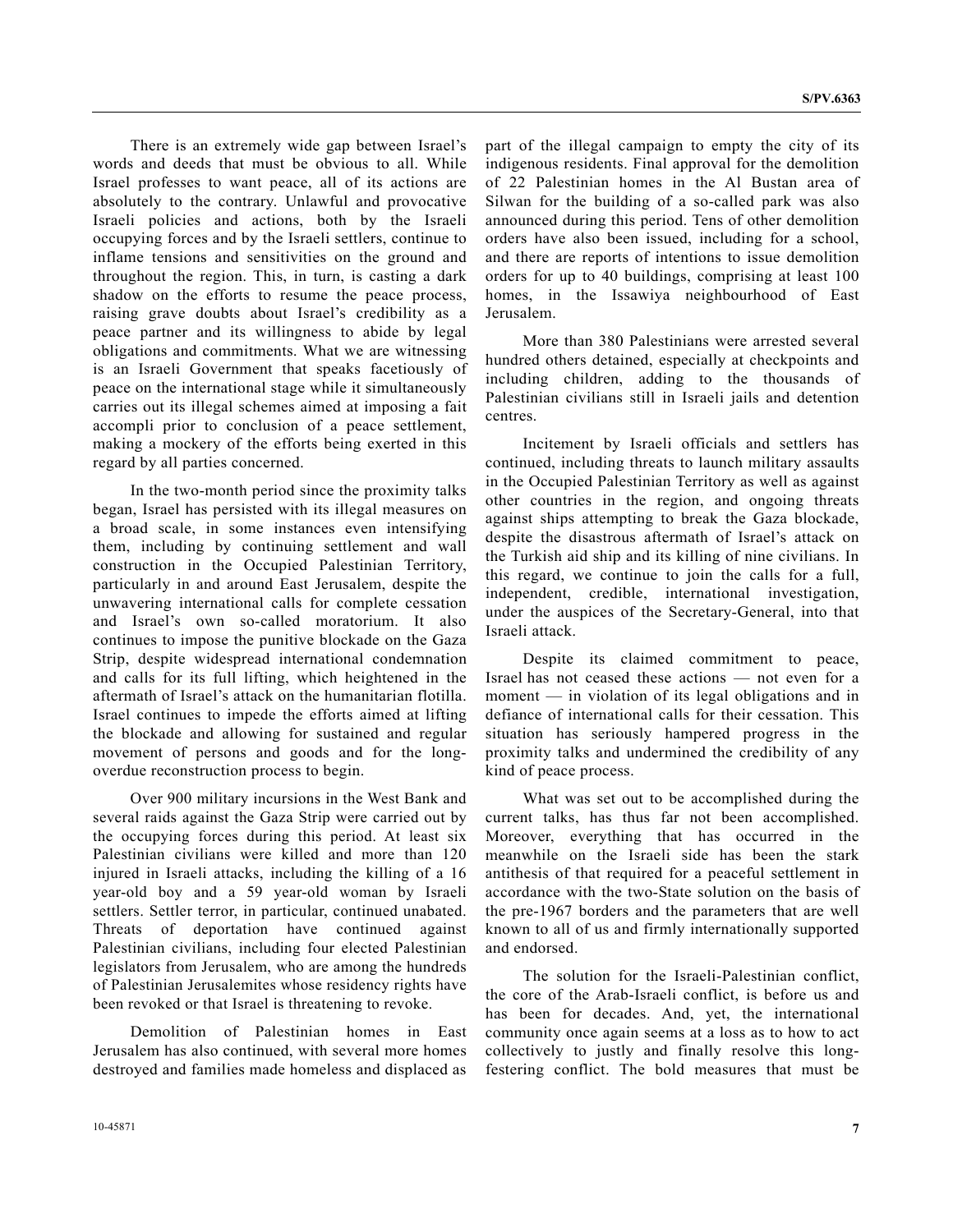There is an extremely wide gap between Israel's words and deeds that must be obvious to all. While Israel professes to want peace, all of its actions are absolutely to the contrary. Unlawful and provocative Israeli policies and actions, both by the Israeli occupying forces and by the Israeli settlers, continue to inflame tensions and sensitivities on the ground and throughout the region. This, in turn, is casting a dark shadow on the efforts to resume the peace process, raising grave doubts about Israel's credibility as a peace partner and its willingness to abide by legal obligations and commitments. What we are witnessing is an Israeli Government that speaks facetiously of peace on the international stage while it simultaneously carries out its illegal schemes aimed at imposing a fait accompli prior to conclusion of a peace settlement, making a mockery of the efforts being exerted in this regard by all parties concerned.

In the two-month period since the proximity talks began, Israel has persisted with its illegal measures on a broad scale, in some instances even intensifying them, including by continuing settlement and wall construction in the Occupied Palestinian Territory, particularly in and around East Jerusalem, despite the unwavering international calls for complete cessation and Israel's own so-called moratorium. It also continues to impose the punitive blockade on the Gaza Strip, despite widespread international condemnation and calls for its full lifting, which heightened in the aftermath of Israel's attack on the humanitarian flotilla. Israel continues to impede the efforts aimed at lifting the blockade and allowing for sustained and regular movement of persons and goods and for the long-overdue reconstruction process to begin.

Over 900 military incursions in the West Bank and several raids against the Gaza Strip were carried out by the occupying forces during this period. At least six Palestinian civilians were killed and more than 120 injured in Israeli attacks, including the killing of a 16 year-old boy and a 59 year-old woman by Israeli settlers. Settler terror, in particular, continued unabated. Threats of deportation have continued against Palestinian civilians, including four elected Palestinian legislators from Jerusalem, who are among the hundreds of Palestinian Jerusalemites whose residency rights have been revoked or that Israel is threatening to revoke.

Demolition of Palestinian homes in East Jerusalem has also continued, with several more homes destroyed and families made homeless and displaced as part of the illegal campaign to empty the city of its indigenous residents. Final approval for the demolition of 22 Palestinian homes in the Al Bustan area of Silwan for the building of a so-called park was also announced during this period. Tens of other demolition orders have also been issued, including for a school, and there are reports of intentions to issue demolition orders for up to 40 buildings, comprising at least 100 homes, in the Issawiya neighbourhood of East Jerusalem.

More than 380 Palestinians were arrested several hundred others detained, especially at checkpoints and including children, adding to the thousands of Palestinian civilians still in Israeli jails and detention centres.

Incitement by Israeli officials and settlers has continued, including threats to launch military assaults in the Occupied Palestinian Territory as well as against other countries in the region, and ongoing threats against ships attempting to break the Gaza blockade, despite the disastrous aftermath of Israel's attack on the Turkish aid ship and its killing of nine civilians. In this regard, we continue to join the calls for a full, independent, credible, international investigation, under the auspices of the Secretary-General, into that Israeli attack.

Despite its claimed commitment to peace, Israel has not ceased these actions — not even for a moment — in violation of its legal obligations and in defiance of international calls for their cessation. This situation has seriously hampered progress in the proximity talks and undermined the credibility of any kind of peace process.

What was set out to be accomplished during the current talks, has thus far not been accomplished. Moreover, everything that has occurred in the meanwhile on the Israeli side has been the stark antithesis of that required for a peaceful settlement in accordance with the two-State solution on the basis of the pre-1967 borders and the parameters that are well known to all of us and firmly internationally supported and endorsed.

The solution for the Israeli-Palestinian conflict, the core of the Arab-Israeli conflict, is before us and has been for decades. And, yet, the international community once again seems at a loss as to how to act collectively to justly and finally resolve this long-festering conflict. The bold measures that must be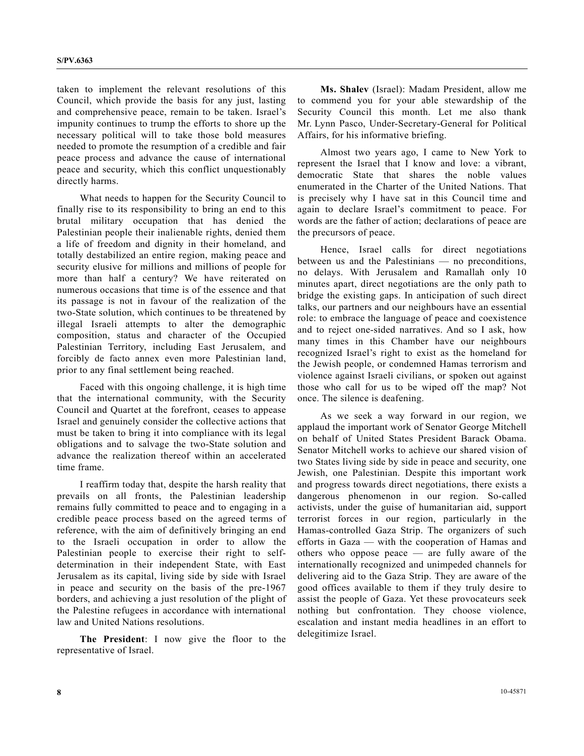taken to implement the relevant resolutions of this Council, which provide the basis for any just, lasting and comprehensive peace, remain to be taken. Israel's impunity continues to trump the efforts to shore up the necessary political will to take those bold measures needed to promote the resumption of a credible and fair peace process and advance the cause of international peace and security, which this conflict unquestionably directly harms.

What needs to happen for the Security Council to finally rise to its responsibility to bring an end to this brutal military occupation that has denied the Palestinian people their inalienable rights, denied them a life of freedom and dignity in their homeland, and totally destabilized an entire region, making peace and security elusive for millions and millions of people for more than half a century? We have reiterated on numerous occasions that time is of the essence and that its passage is not in favour of the realization of the two-State solution, which continues to be threatened by illegal Israeli attempts to alter the demographic composition, status and character of the Occupied Palestinian Territory, including East Jerusalem, and forcibly de facto annex even more Palestinian land, prior to any final settlement being reached.

Faced with this ongoing challenge, it is high time that the international community, with the Security Council and Quartet at the forefront, ceases to appease Israel and genuinely consider the collective actions that must be taken to bring it into compliance with its legal obligations and to salvage the two-State solution and advance the realization thereof within an accelerated time frame.

I reaffirm today that, despite the harsh reality that prevails on all fronts, the Palestinian leadership remains fully committed to peace and to engaging in a credible peace process based on the agreed terms of reference, with the aim of definitively bringing an end to the Israeli occupation in order to allow the Palestinian people to exercise their right to self-determination in their independent State, with East Jerusalem as its capital, living side by side with Israel in peace and security on the basis of the pre-1967 borders, and achieving a just resolution of the plight of the Palestine refugees in accordance with international law and United Nations resolutions.

**The President**: I now give the floor to the representative of Israel.

**Ms. Shalev** (Israel): Madam President, allow me to commend you for your able stewardship of the Security Council this month. Let me also thank Mr. Lynn Pasco, Under-Secretary-General for Political Affairs, for his informative briefing.

Almost two years ago, I came to New York to represent the Israel that I know and love: a vibrant, democratic State that shares the noble values enumerated in the Charter of the United Nations. That is precisely why I have sat in this Council time and again to declare Israel's commitment to peace. For words are the father of action; declarations of peace are the precursors of peace.

Hence, Israel calls for direct negotiations between us and the Palestinians — no preconditions, no delays. With Jerusalem and Ramallah only 10 minutes apart, direct negotiations are the only path to bridge the existing gaps. In anticipation of such direct talks, our partners and our neighbours have an essential role: to embrace the language of peace and coexistence and to reject one-sided narratives. And so I ask, how many times in this Chamber have our neighbours recognized Israel's right to exist as the homeland for the Jewish people, or condemned Hamas terrorism and violence against Israeli civilians, or spoken out against those who call for us to be wiped off the map? Not once. The silence is deafening.

As we seek a way forward in our region, we applaud the important work of Senator George Mitchell on behalf of United States President Barack Obama. Senator Mitchell works to achieve our shared vision of two States living side by side in peace and security, one Jewish, one Palestinian. Despite this important work and progress towards direct negotiations, there exists a dangerous phenomenon in our region. So-called activists, under the guise of humanitarian aid, support terrorist forces in our region, particularly in the Hamas-controlled Gaza Strip. The organizers of such efforts in Gaza — with the cooperation of Hamas and others who oppose peace — are fully aware of the internationally recognized and unimpeded channels for delivering aid to the Gaza Strip. They are aware of the good offices available to them if they truly desire to assist the people of Gaza. Yet these provocateurs seek nothing but confrontation. They choose violence, escalation and instant media headlines in an effort to delegitimize Israel.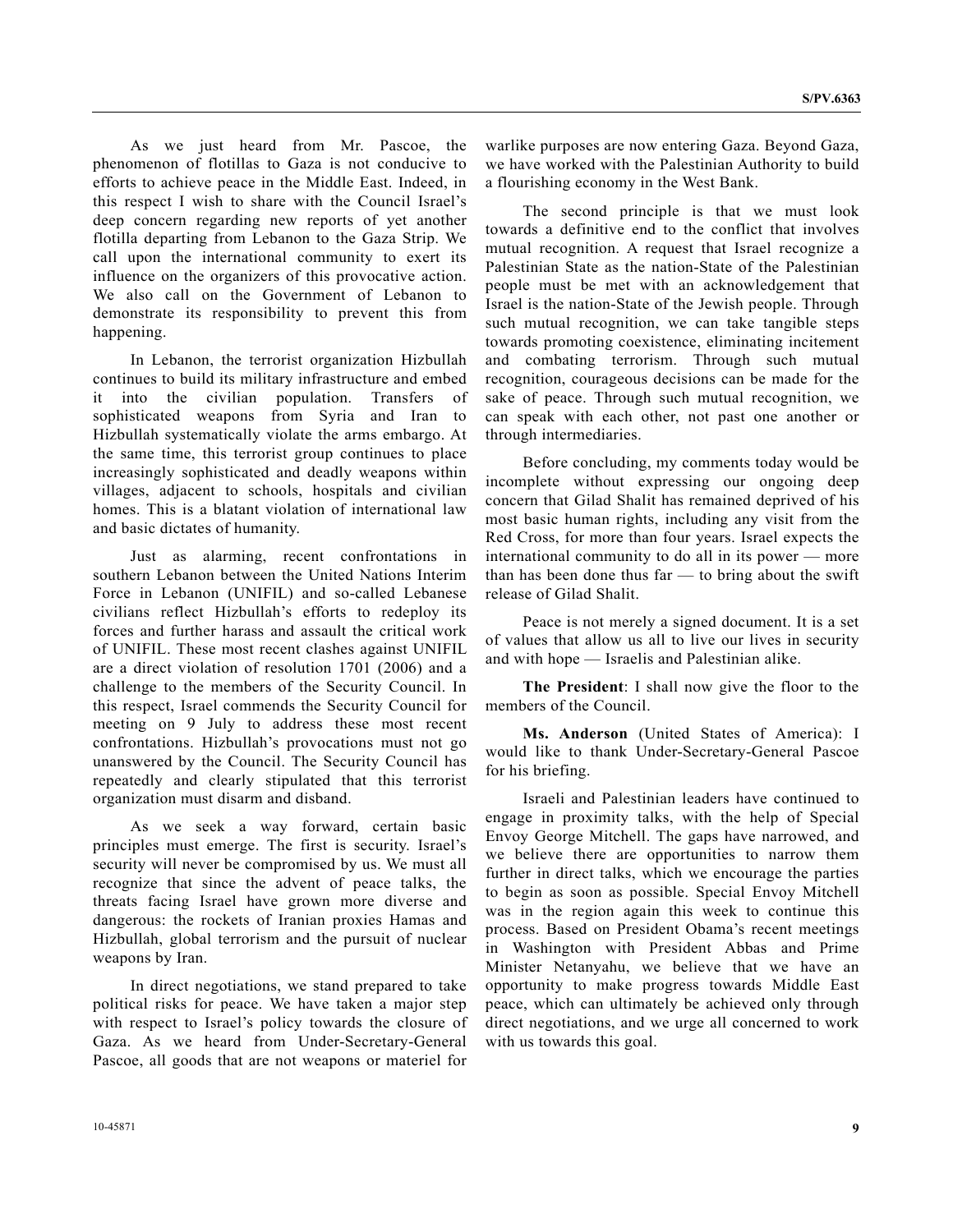As we just heard from Mr. Pascoe, the phenomenon of flotillas to Gaza is not conducive to efforts to achieve peace in the Middle East. Indeed, in this respect I wish to share with the Council Israel's deep concern regarding new reports of yet another flotilla departing from Lebanon to the Gaza Strip. We call upon the international community to exert its influence on the organizers of this provocative action. We also call on the Government of Lebanon to demonstrate its responsibility to prevent this from happening.

In Lebanon, the terrorist organization Hizbullah continues to build its military infrastructure and embed it into the civilian population. Transfers of sophisticated weapons from Syria and Iran to Hizbullah systematically violate the arms embargo. At the same time, this terrorist group continues to place increasingly sophisticated and deadly weapons within villages, adjacent to schools, hospitals and civilian homes. This is a blatant violation of international law and basic dictates of humanity.

Just as alarming, recent confrontations in southern Lebanon between the United Nations Interim Force in Lebanon (UNIFIL) and so-called Lebanese civilians reflect Hizbullah's efforts to redeploy its forces and further harass and assault the critical work of UNIFIL. These most recent clashes against UNIFIL are a direct violation of resolution 1701 (2006) and a challenge to the members of the Security Council. In this respect, Israel commends the Security Council for meeting on 9 July to address these most recent confrontations. Hizbullah's provocations must not go unanswered by the Council. The Security Council has repeatedly and clearly stipulated that this terrorist organization must disarm and disband.

As we seek a way forward, certain basic principles must emerge. The first is security. Israel's security will never be compromised by us. We must all recognize that since the advent of peace talks, the threats facing Israel have grown more diverse and dangerous: the rockets of Iranian proxies Hamas and Hizbullah, global terrorism and the pursuit of nuclear weapons by Iran.

In direct negotiations, we stand prepared to take political risks for peace. We have taken a major step with respect to Israel's policy towards the closure of Gaza. As we heard from Under-Secretary-General Pascoe, all goods that are not weapons or materiel for warlike purposes are now entering Gaza. Beyond Gaza, we have worked with the Palestinian Authority to build a flourishing economy in the West Bank.

The second principle is that we must look towards a definitive end to the conflict that involves mutual recognition. A request that Israel recognize a Palestinian State as the nation-State of the Palestinian people must be met with an acknowledgement that Israel is the nation-State of the Jewish people. Through such mutual recognition, we can take tangible steps towards promoting coexistence, eliminating incitement and combating terrorism. Through such mutual recognition, courageous decisions can be made for the sake of peace. Through such mutual recognition, we can speak with each other, not past one another or through intermediaries.

Before concluding, my comments today would be incomplete without expressing our ongoing deep concern that Gilad Shalit has remained deprived of his most basic human rights, including any visit from the Red Cross, for more than four years. Israel expects the international community to do all in its power — more than has been done thus far — to bring about the swift release of Gilad Shalit.

Peace is not merely a signed document. It is a set of values that allow us all to live our lives in security and with hope — Israelis and Palestinian alike.

**The President**: I shall now give the floor to the members of the Council.

**Ms. Anderson** (United States of America): I would like to thank Under-Secretary-General Pascoe for his briefing.

Israeli and Palestinian leaders have continued to engage in proximity talks, with the help of Special Envoy George Mitchell. The gaps have narrowed, and we believe there are opportunities to narrow them further in direct talks, which we encourage the parties to begin as soon as possible. Special Envoy Mitchell was in the region again this week to continue this process. Based on President Obama's recent meetings in Washington with President Abbas and Prime Minister Netanyahu, we believe that we have an opportunity to make progress towards Middle East peace, which can ultimately be achieved only through direct negotiations, and we urge all concerned to work with us towards this goal.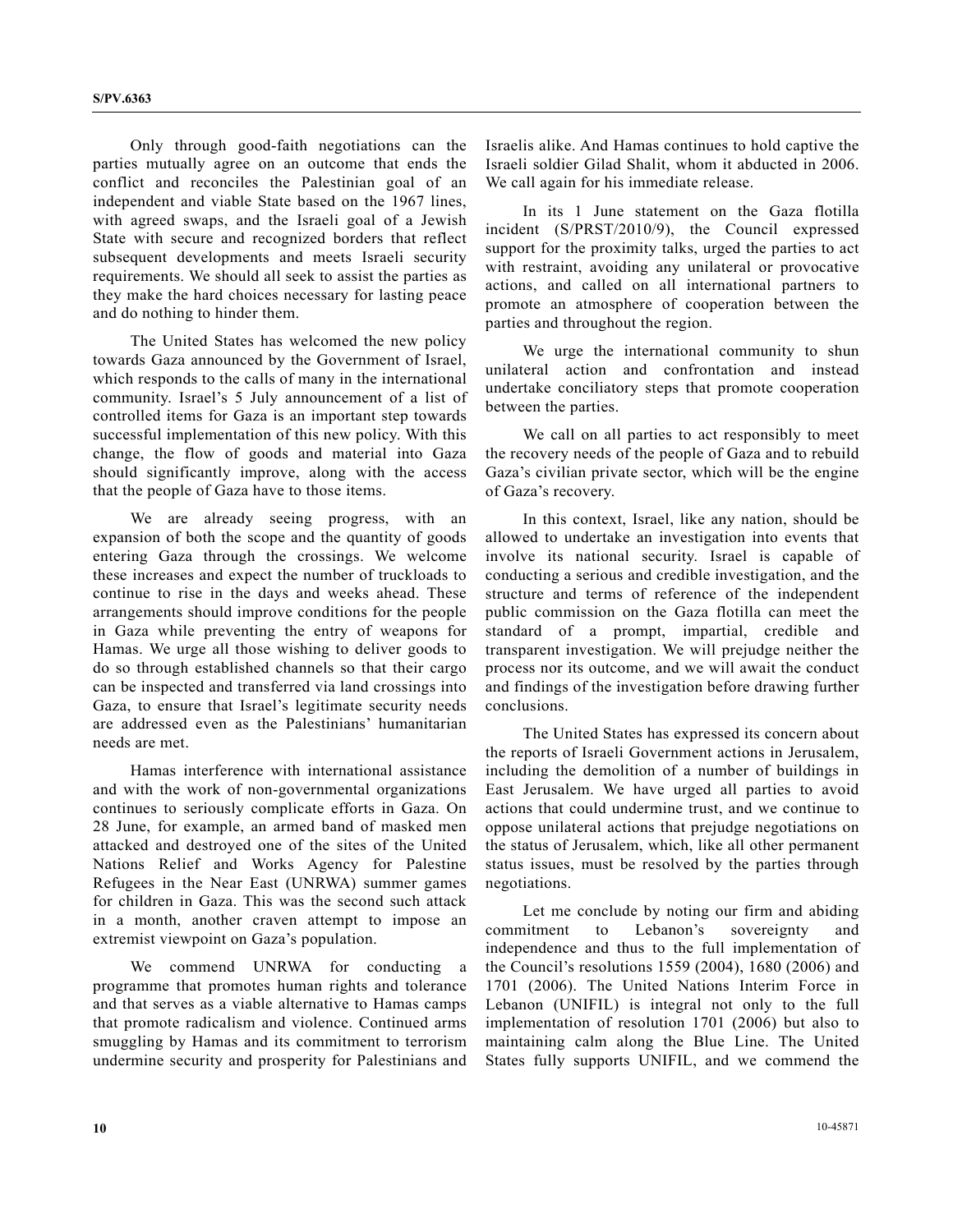Only through good-faith negotiations can the parties mutually agree on an outcome that ends the conflict and reconciles the Palestinian goal of an independent and viable State based on the 1967 lines, with agreed swaps, and the Israeli goal of a Jewish State with secure and recognized borders that reflect subsequent developments and meets Israeli security requirements. We should all seek to assist the parties as they make the hard choices necessary for lasting peace and do nothing to hinder them.

The United States has welcomed the new policy towards Gaza announced by the Government of Israel, which responds to the calls of many in the international community. Israel's 5 July announcement of a list of controlled items for Gaza is an important step towards successful implementation of this new policy. With this change, the flow of goods and material into Gaza should significantly improve, along with the access that the people of Gaza have to those items.

We are already seeing progress, with an expansion of both the scope and the quantity of goods entering Gaza through the crossings. We welcome these increases and expect the number of truckloads to continue to rise in the days and weeks ahead. These arrangements should improve conditions for the people in Gaza while preventing the entry of weapons for Hamas. We urge all those wishing to deliver goods to do so through established channels so that their cargo can be inspected and transferred via land crossings into Gaza, to ensure that Israel's legitimate security needs are addressed even as the Palestinians' humanitarian needs are met.

Hamas interference with international assistance and with the work of non-governmental organizations continues to seriously complicate efforts in Gaza. On 28 June, for example, an armed band of masked men attacked and destroyed one of the sites of the United Nations Relief and Works Agency for Palestine Refugees in the Near East (UNRWA) summer games for children in Gaza. This was the second such attack in a month, another craven attempt to impose an extremist viewpoint on Gaza's population.

We commend UNRWA for conducting a programme that promotes human rights and tolerance and that serves as a viable alternative to Hamas camps that promote radicalism and violence. Continued arms smuggling by Hamas and its commitment to terrorism undermine security and prosperity for Palestinians and Israelis alike. And Hamas continues to hold captive the Israeli soldier Gilad Shalit, whom it abducted in 2006. We call again for his immediate release.

In its 1 June statement on the Gaza flotilla incident (S/PRST/2010/9), the Council expressed support for the proximity talks, urged the parties to act with restraint, avoiding any unilateral or provocative actions, and called on all international partners to promote an atmosphere of cooperation between the parties and throughout the region.

We urge the international community to shun unilateral action and confrontation and instead undertake conciliatory steps that promote cooperation between the parties.

We call on all parties to act responsibly to meet the recovery needs of the people of Gaza and to rebuild Gaza's civilian private sector, which will be the engine of Gaza's recovery.

In this context, Israel, like any nation, should be allowed to undertake an investigation into events that involve its national security. Israel is capable of conducting a serious and credible investigation, and the structure and terms of reference of the independent public commission on the Gaza flotilla can meet the standard of a prompt, impartial, credible and transparent investigation. We will prejudge neither the process nor its outcome, and we will await the conduct and findings of the investigation before drawing further conclusions.

The United States has expressed its concern about the reports of Israeli Government actions in Jerusalem, including the demolition of a number of buildings in East Jerusalem. We have urged all parties to avoid actions that could undermine trust, and we continue to oppose unilateral actions that prejudge negotiations on the status of Jerusalem, which, like all other permanent status issues, must be resolved by the parties through negotiations.

Let me conclude by noting our firm and abiding commitment to Lebanon's sovereignty and independence and thus to the full implementation of the Council's resolutions 1559 (2004), 1680 (2006) and 1701 (2006). The United Nations Interim Force in Lebanon (UNIFIL) is integral not only to the full implementation of resolution 1701 (2006) but also to maintaining calm along the Blue Line. The United States fully supports UNIFIL, and we commend the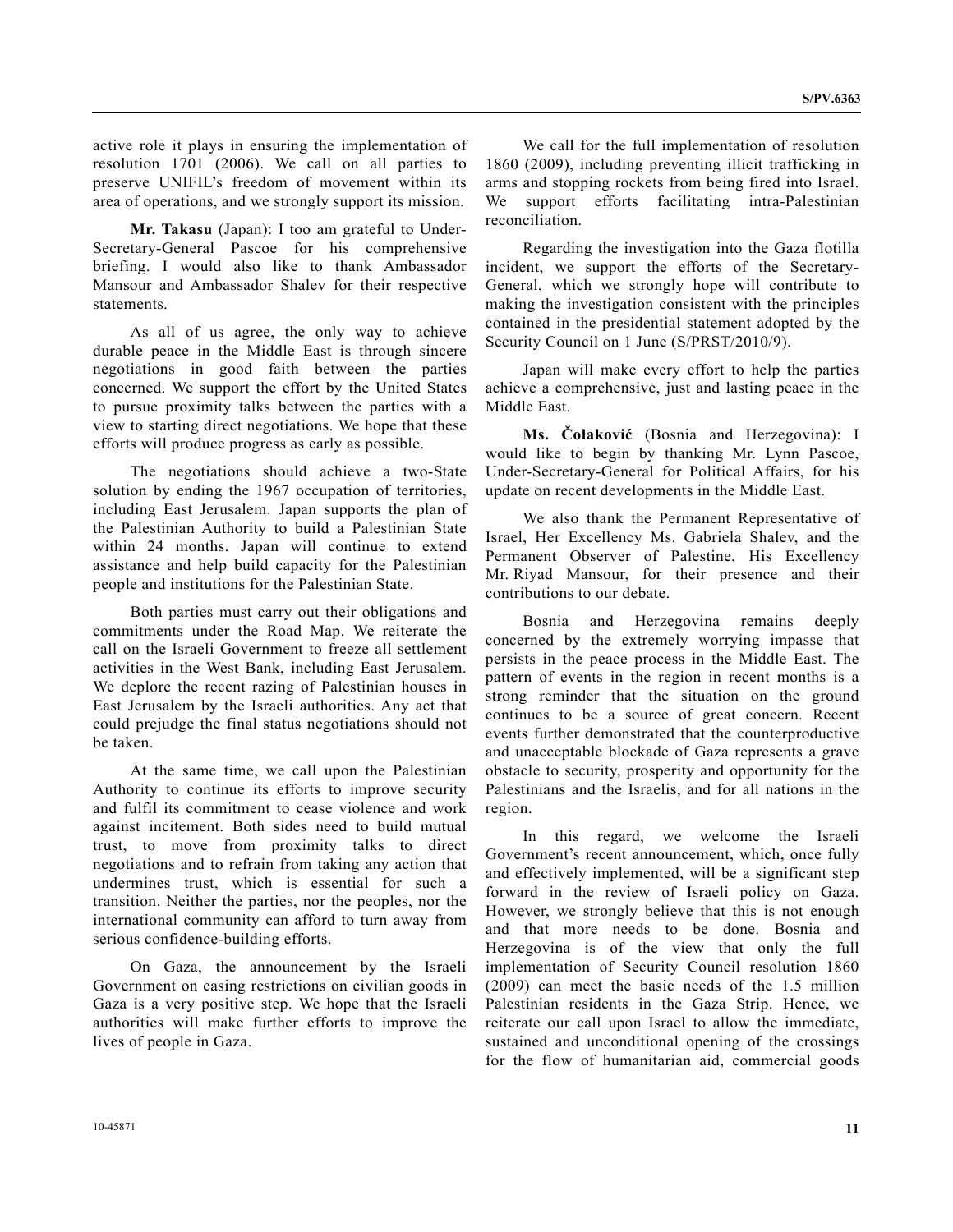active role it plays in ensuring the implementation of resolution 1701 (2006). We call on all parties to preserve UNIFIL's freedom of movement within its area of operations, and we strongly support its mission.

**Mr. Takasu** (Japan): I too am grateful to Under-Secretary-General Pascoe for his comprehensive briefing. I would also like to thank Ambassador Mansour and Ambassador Shalev for their respective statements.

As all of us agree, the only way to achieve durable peace in the Middle East is through sincere negotiations in good faith between the parties concerned. We support the effort by the United States to pursue proximity talks between the parties with a view to starting direct negotiations. We hope that these efforts will produce progress as early as possible.

The negotiations should achieve a two-State solution by ending the 1967 occupation of territories, including East Jerusalem. Japan supports the plan of the Palestinian Authority to build a Palestinian State within 24 months. Japan will continue to extend assistance and help build capacity for the Palestinian people and institutions for the Palestinian State.

Both parties must carry out their obligations and commitments under the Road Map. We reiterate the call on the Israeli Government to freeze all settlement activities in the West Bank, including East Jerusalem. We deplore the recent razing of Palestinian houses in East Jerusalem by the Israeli authorities. Any act that could prejudge the final status negotiations should not be taken.

At the same time, we call upon the Palestinian Authority to continue its efforts to improve security and fulfil its commitment to cease violence and work against incitement. Both sides need to build mutual trust, to move from proximity talks to direct negotiations and to refrain from taking any action that undermines trust, which is essential for such a transition. Neither the parties, nor the peoples, nor the international community can afford to turn away from serious confidence-building efforts.

On Gaza, the announcement by the Israeli Government on easing restrictions on civilian goods in Gaza is a very positive step. We hope that the Israeli authorities will make further efforts to improve the lives of people in Gaza.

We call for the full implementation of resolution 1860 (2009), including preventing illicit trafficking in arms and stopping rockets from being fired into Israel. We support efforts facilitating intra-Palestinian reconciliation.

Regarding the investigation into the Gaza flotilla incident, we support the efforts of the Secretary-General, which we strongly hope will contribute to making the investigation consistent with the principles contained in the presidential statement adopted by the Security Council on 1 June (S/PRST/2010/9).

Japan will make every effort to help the parties achieve a comprehensive, just and lasting peace in the Middle East.

**Ms. Čolaković** (Bosnia and Herzegovina): I would like to begin by thanking Mr. Lynn Pascoe, Under-Secretary-General for Political Affairs, for his update on recent developments in the Middle East.

We also thank the Permanent Representative of Israel, Her Excellency Ms. Gabriela Shalev, and the Permanent Observer of Palestine, His Excellency Mr. Riyad Mansour, for their presence and their contributions to our debate.

Bosnia and Herzegovina remains deeply concerned by the extremely worrying impasse that persists in the peace process in the Middle East. The pattern of events in the region in recent months is a strong reminder that the situation on the ground continues to be a source of great concern. Recent events further demonstrated that the counterproductive and unacceptable blockade of Gaza represents a grave obstacle to security, prosperity and opportunity for the Palestinians and the Israelis, and for all nations in the region.

In this regard, we welcome the Israeli Government's recent announcement, which, once fully and effectively implemented, will be a significant step forward in the review of Israeli policy on Gaza. However, we strongly believe that this is not enough and that more needs to be done. Bosnia and Herzegovina is of the view that only the full implementation of Security Council resolution 1860 (2009) can meet the basic needs of the 1.5 million Palestinian residents in the Gaza Strip. Hence, we reiterate our call upon Israel to allow the immediate, sustained and unconditional opening of the crossings for the flow of humanitarian aid, commercial goods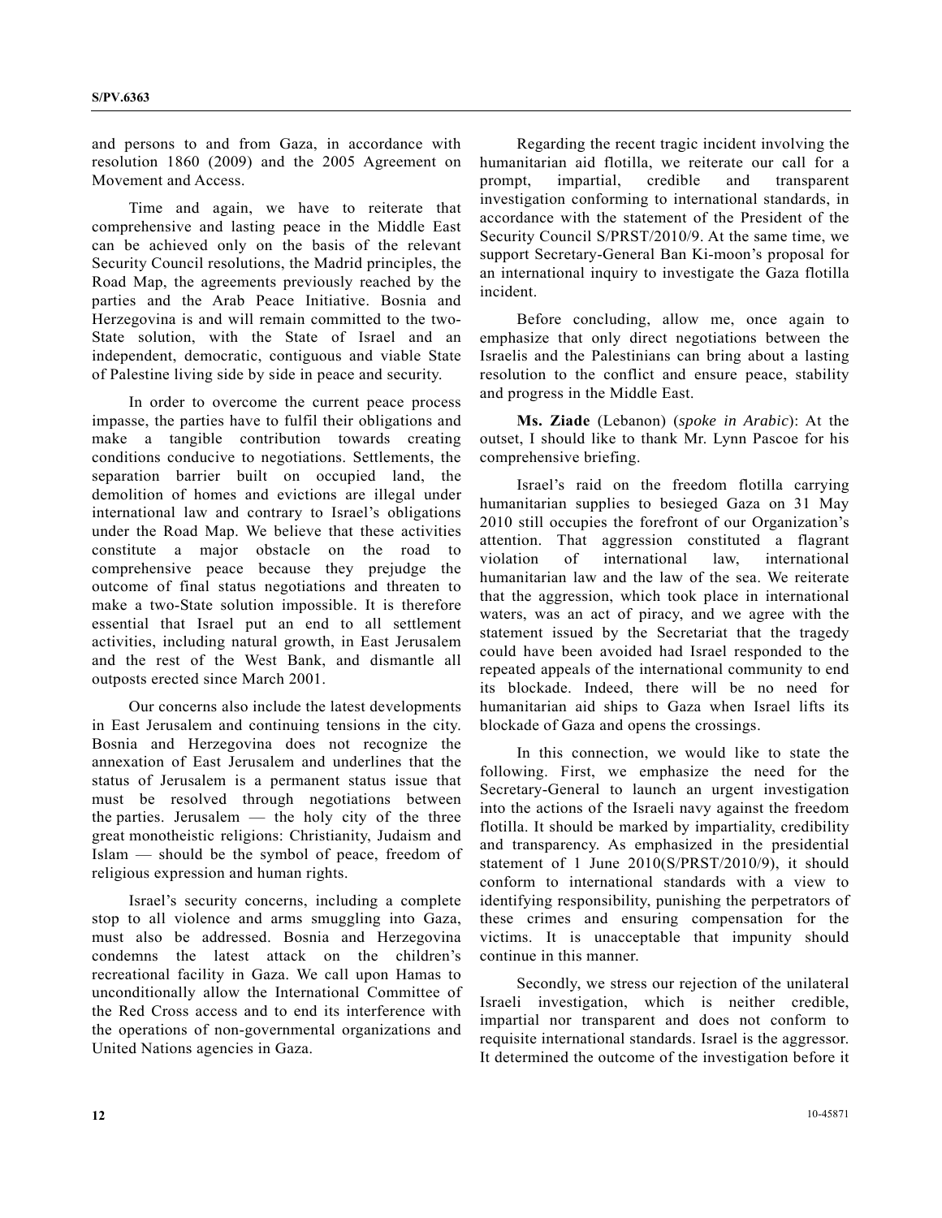and persons to and from Gaza, in accordance with resolution 1860 (2009) and the 2005 Agreement on Movement and Access.

Time and again, we have to reiterate that comprehensive and lasting peace in the Middle East can be achieved only on the basis of the relevant Security Council resolutions, the Madrid principles, the Road Map, the agreements previously reached by the parties and the Arab Peace Initiative. Bosnia and Herzegovina is and will remain committed to the two-State solution, with the State of Israel and an independent, democratic, contiguous and viable State of Palestine living side by side in peace and security.

In order to overcome the current peace process impasse, the parties have to fulfil their obligations and make a tangible contribution towards creating conditions conducive to negotiations. Settlements, the separation barrier built on occupied land, the demolition of homes and evictions are illegal under international law and contrary to Israel's obligations under the Road Map. We believe that these activities constitute a major obstacle on the road to comprehensive peace because they prejudge the outcome of final status negotiations and threaten to make a two-State solution impossible. It is therefore essential that Israel put an end to all settlement activities, including natural growth, in East Jerusalem and the rest of the West Bank, and dismantle all outposts erected since March 2001.

Our concerns also include the latest developments in East Jerusalem and continuing tensions in the city. Bosnia and Herzegovina does not recognize the annexation of East Jerusalem and underlines that the status of Jerusalem is a permanent status issue that must be resolved through negotiations between the parties. Jerusalem — the holy city of the three great monotheistic religions: Christianity, Judaism and Islam — should be the symbol of peace, freedom of religious expression and human rights.

Israel's security concerns, including a complete stop to all violence and arms smuggling into Gaza, must also be addressed. Bosnia and Herzegovina condemns the latest attack on the children's recreational facility in Gaza. We call upon Hamas to unconditionally allow the International Committee of the Red Cross access and to end its interference with the operations of non-governmental organizations and United Nations agencies in Gaza.

Regarding the recent tragic incident involving the humanitarian aid flotilla, we reiterate our call for a prompt, impartial, credible and transparent investigation conforming to international standards, in accordance with the statement of the President of the Security Council S/PRST/2010/9. At the same time, we support Secretary-General Ban Ki-moon's proposal for an international inquiry to investigate the Gaza flotilla incident.

Before concluding, allow me, once again to emphasize that only direct negotiations between the Israelis and the Palestinians can bring about a lasting resolution to the conflict and ensure peace, stability and progress in the Middle East.

**Ms. Ziade** (Lebanon) (*spoke in Arabic*): At the outset, I should like to thank Mr. Lynn Pascoe for his comprehensive briefing.

Israel's raid on the freedom flotilla carrying humanitarian supplies to besieged Gaza on 31 May 2010 still occupies the forefront of our Organization's attention. That aggression constituted a flagrant violation of international law, international humanitarian law and the law of the sea. We reiterate that the aggression, which took place in international waters, was an act of piracy, and we agree with the statement issued by the Secretariat that the tragedy could have been avoided had Israel responded to the repeated appeals of the international community to end its blockade. Indeed, there will be no need for humanitarian aid ships to Gaza when Israel lifts its blockade of Gaza and opens the crossings.

In this connection, we would like to state the following. First, we emphasize the need for the Secretary-General to launch an urgent investigation into the actions of the Israeli navy against the freedom flotilla. It should be marked by impartiality, credibility and transparency. As emphasized in the presidential statement of 1 June 2010(S/PRST/2010/9), it should conform to international standards with a view to identifying responsibility, punishing the perpetrators of these crimes and ensuring compensation for the victims. It is unacceptable that impunity should continue in this manner.

Secondly, we stress our rejection of the unilateral Israeli investigation, which is neither credible, impartial nor transparent and does not conform to requisite international standards. Israel is the aggressor. It determined the outcome of the investigation before it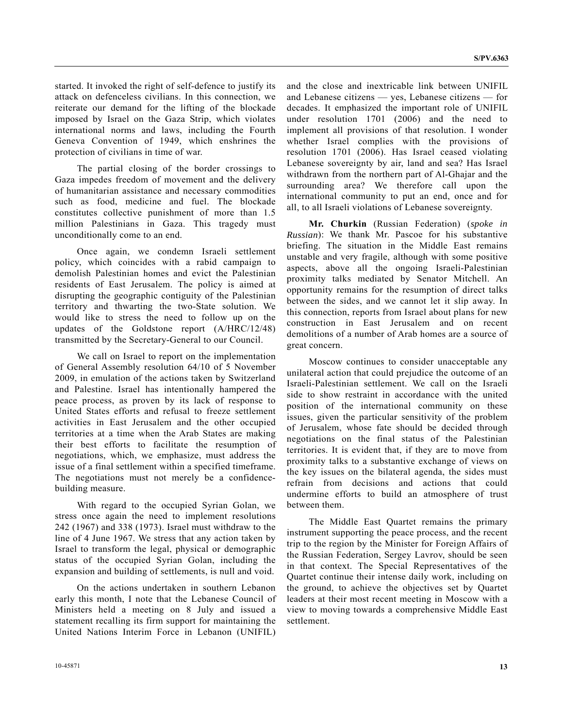started. It invoked the right of self-defence to justify its attack on defenceless civilians. In this connection, we reiterate our demand for the lifting of the blockade imposed by Israel on the Gaza Strip, which violates international norms and laws, including the Fourth Geneva Convention of 1949, which enshrines the protection of civilians in time of war.

The partial closing of the border crossings to Gaza impedes freedom of movement and the delivery of humanitarian assistance and necessary commodities such as food, medicine and fuel. The blockade constitutes collective punishment of more than 1.5 million Palestinians in Gaza. This tragedy must unconditionally come to an end.

Once again, we condemn Israeli settlement policy, which coincides with a rabid campaign to demolish Palestinian homes and evict the Palestinian residents of East Jerusalem. The policy is aimed at disrupting the geographic contiguity of the Palestinian territory and thwarting the two-State solution. We would like to stress the need to follow up on the updates of the Goldstone report (A/HRC/12/48) transmitted by the Secretary-General to our Council.

We call on Israel to report on the implementation of General Assembly resolution 64/10 of 5 November 2009, in emulation of the actions taken by Switzerland and Palestine. Israel has intentionally hampered the peace process, as proven by its lack of response to United States efforts and refusal to freeze settlement activities in East Jerusalem and the other occupied territories at a time when the Arab States are making their best efforts to facilitate the resumption of negotiations, which, we emphasize, must address the issue of a final settlement within a specified timeframe. The negotiations must not merely be a confidence-building measure.

With regard to the occupied Syrian Golan, we stress once again the need to implement resolutions 242 (1967) and 338 (1973). Israel must withdraw to the line of 4 June 1967. We stress that any action taken by Israel to transform the legal, physical or demographic status of the occupied Syrian Golan, including the expansion and building of settlements, is null and void.

On the actions undertaken in southern Lebanon early this month, I note that the Lebanese Council of Ministers held a meeting on 8 July and issued a statement recalling its firm support for maintaining the United Nations Interim Force in Lebanon (UNIFIL) and the close and inextricable link between UNIFIL and Lebanese citizens — yes, Lebanese citizens — for decades. It emphasized the important role of UNIFIL under resolution 1701 (2006) and the need to implement all provisions of that resolution. I wonder whether Israel complies with the provisions of resolution 1701 (2006). Has Israel ceased violating Lebanese sovereignty by air, land and sea? Has Israel withdrawn from the northern part of Al-Ghajar and the surrounding area? We therefore call upon the international community to put an end, once and for all, to all Israeli violations of Lebanese sovereignty.

**Mr. Churkin** (Russian Federation) (*spoke in Russian*): We thank Mr. Pascoe for his substantive briefing. The situation in the Middle East remains unstable and very fragile, although with some positive aspects, above all the ongoing Israeli-Palestinian proximity talks mediated by Senator Mitchell. An opportunity remains for the resumption of direct talks between the sides, and we cannot let it slip away. In this connection, reports from Israel about plans for new construction in East Jerusalem and on recent demolitions of a number of Arab homes are a source of great concern.

Moscow continues to consider unacceptable any unilateral action that could prejudice the outcome of an Israeli-Palestinian settlement. We call on the Israeli side to show restraint in accordance with the united position of the international community on these issues, given the particular sensitivity of the problem of Jerusalem, whose fate should be decided through negotiations on the final status of the Palestinian territories. It is evident that, if they are to move from proximity talks to a substantive exchange of views on the key issues on the bilateral agenda, the sides must refrain from decisions and actions that could undermine efforts to build an atmosphere of trust between them.

The Middle East Quartet remains the primary instrument supporting the peace process, and the recent trip to the region by the Minister for Foreign Affairs of the Russian Federation, Sergey Lavrov, should be seen in that context. The Special Representatives of the Quartet continue their intense daily work, including on the ground, to achieve the objectives set by Quartet leaders at their most recent meeting in Moscow with a view to moving towards a comprehensive Middle East settlement.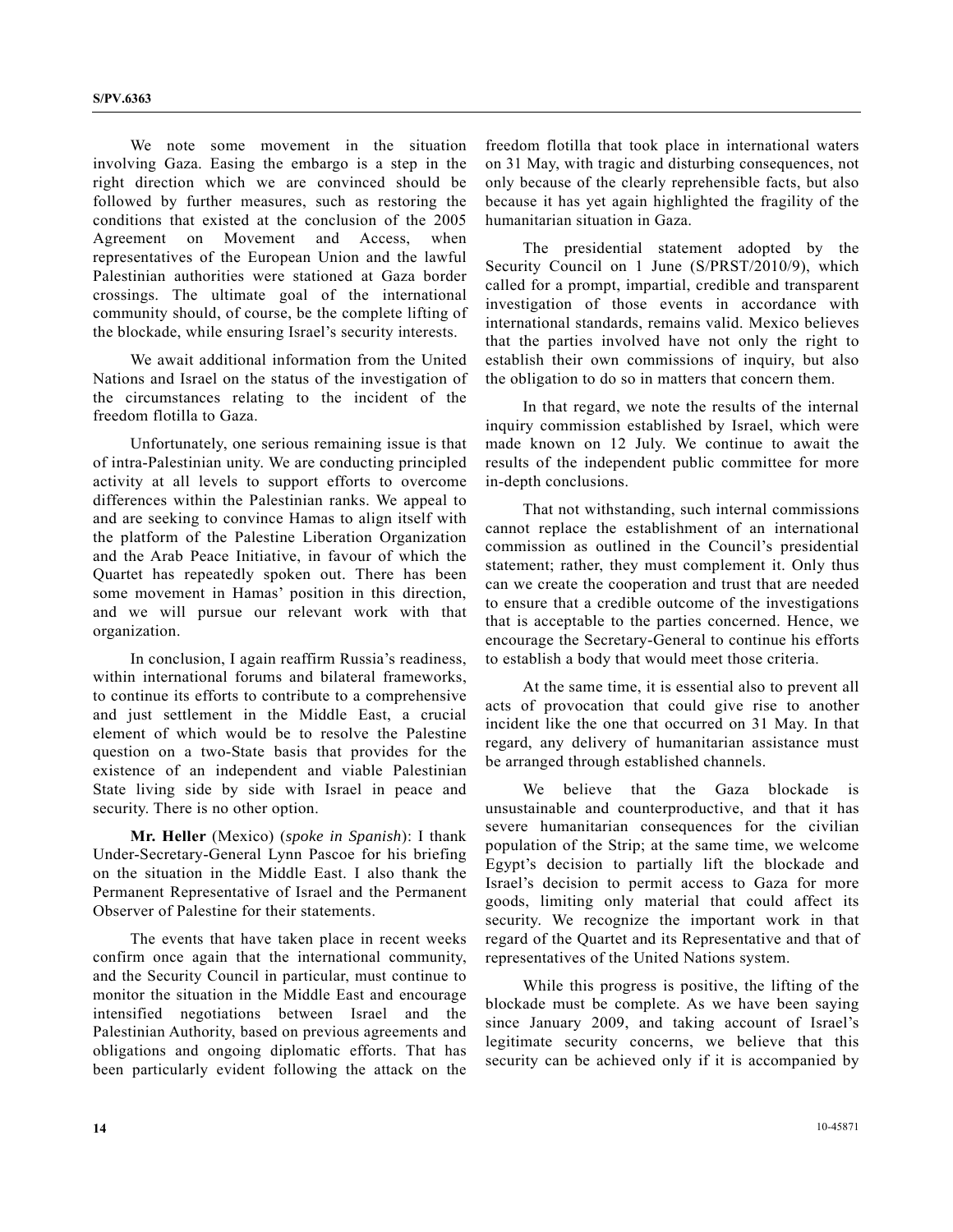We note some movement in the situation involving Gaza. Easing the embargo is a step in the right direction which we are convinced should be followed by further measures, such as restoring the conditions that existed at the conclusion of the 2005 Agreement on Movement and Access, when representatives of the European Union and the lawful Palestinian authorities were stationed at Gaza border crossings. The ultimate goal of the international community should, of course, be the complete lifting of the blockade, while ensuring Israel's security interests.

We await additional information from the United Nations and Israel on the status of the investigation of the circumstances relating to the incident of the freedom flotilla to Gaza.

Unfortunately, one serious remaining issue is that of intra-Palestinian unity. We are conducting principled activity at all levels to support efforts to overcome differences within the Palestinian ranks. We appeal to and are seeking to convince Hamas to align itself with the platform of the Palestine Liberation Organization and the Arab Peace Initiative, in favour of which the Quartet has repeatedly spoken out. There has been some movement in Hamas' position in this direction, and we will pursue our relevant work with that organization.

In conclusion, I again reaffirm Russia's readiness, within international forums and bilateral frameworks, to continue its efforts to contribute to a comprehensive and just settlement in the Middle East, a crucial element of which would be to resolve the Palestine question on a two-State basis that provides for the existence of an independent and viable Palestinian State living side by side with Israel in peace and security. There is no other option.

**Mr. Heller** (Mexico) (*spoke in Spanish*): I thank Under-Secretary-General Lynn Pascoe for his briefing on the situation in the Middle East. I also thank the Permanent Representative of Israel and the Permanent Observer of Palestine for their statements.

The events that have taken place in recent weeks confirm once again that the international community, and the Security Council in particular, must continue to monitor the situation in the Middle East and encourage intensified negotiations between Israel and the Palestinian Authority, based on previous agreements and obligations and ongoing diplomatic efforts. That has been particularly evident following the attack on the freedom flotilla that took place in international waters on 31 May, with tragic and disturbing consequences, not only because of the clearly reprehensible facts, but also because it has yet again highlighted the fragility of the humanitarian situation in Gaza.

The presidential statement adopted by the Security Council on 1 June (S/PRST/2010/9), which called for a prompt, impartial, credible and transparent investigation of those events in accordance with international standards, remains valid. Mexico believes that the parties involved have not only the right to establish their own commissions of inquiry, but also the obligation to do so in matters that concern them.

In that regard, we note the results of the internal inquiry commission established by Israel, which were made known on 12 July. We continue to await the results of the independent public committee for more in-depth conclusions.

That not withstanding, such internal commissions cannot replace the establishment of an international commission as outlined in the Council's presidential statement; rather, they must complement it. Only thus can we create the cooperation and trust that are needed to ensure that a credible outcome of the investigations that is acceptable to the parties concerned. Hence, we encourage the Secretary-General to continue his efforts to establish a body that would meet those criteria.

At the same time, it is essential also to prevent all acts of provocation that could give rise to another incident like the one that occurred on 31 May. In that regard, any delivery of humanitarian assistance must be arranged through established channels.

We believe that the Gaza blockade is unsustainable and counterproductive, and that it has severe humanitarian consequences for the civilian population of the Strip; at the same time, we welcome Egypt's decision to partially lift the blockade and Israel's decision to permit access to Gaza for more goods, limiting only material that could affect its security. We recognize the important work in that regard of the Quartet and its Representative and that of representatives of the United Nations system.

While this progress is positive, the lifting of the blockade must be complete. As we have been saying since January 2009, and taking account of Israel's legitimate security concerns, we believe that this security can be achieved only if it is accompanied by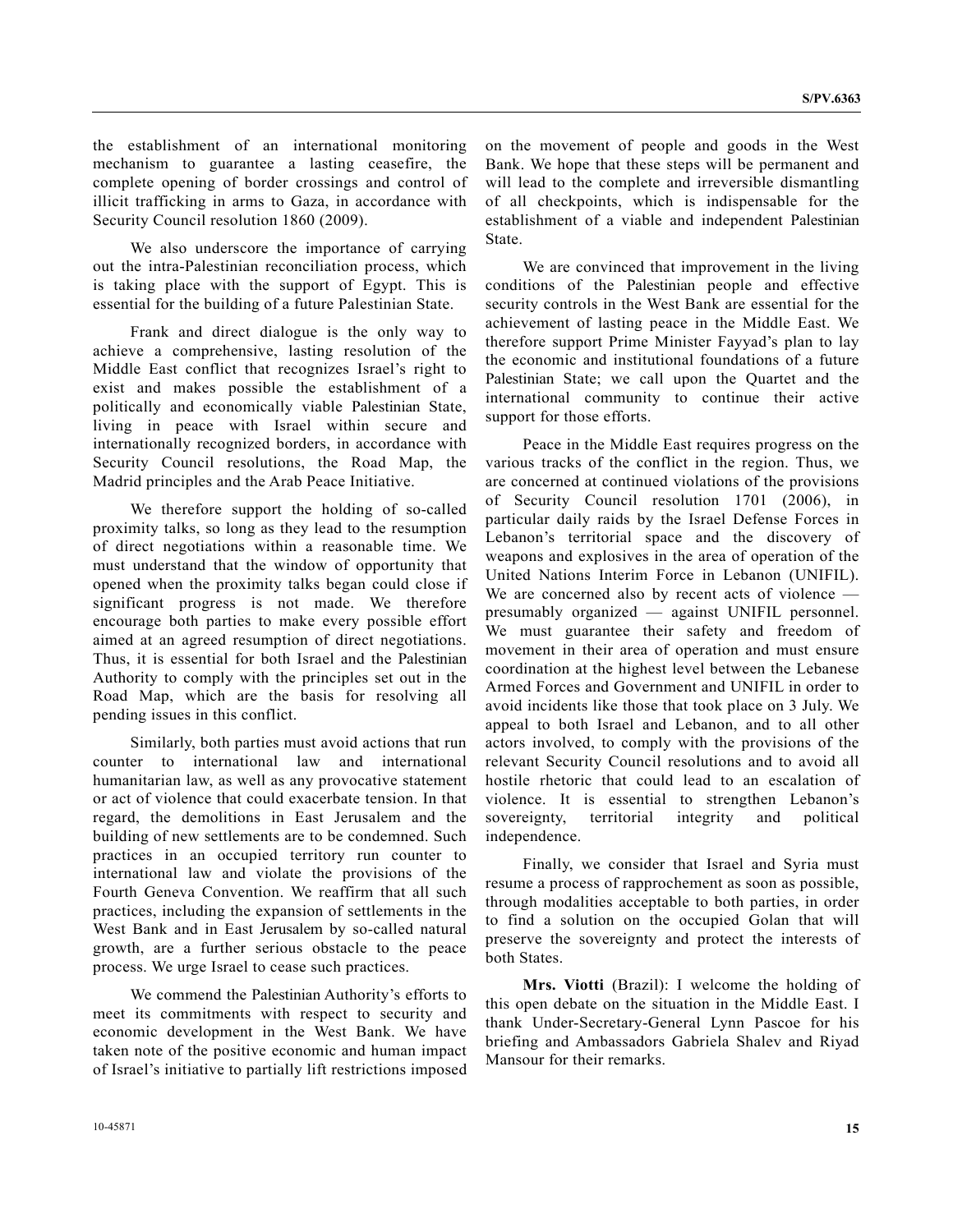the establishment of an international monitoring mechanism to guarantee a lasting ceasefire, the complete opening of border crossings and control of illicit trafficking in arms to Gaza, in accordance with Security Council resolution 1860 (2009).

We also underscore the importance of carrying out the intra-Palestinian reconciliation process, which is taking place with the support of Egypt. This is essential for the building of a future Palestinian State.

Frank and direct dialogue is the only way to achieve a comprehensive, lasting resolution of the Middle East conflict that recognizes Israel's right to exist and makes possible the establishment of a politically and economically viable Palestinian State, living in peace with Israel within secure and internationally recognized borders, in accordance with Security Council resolutions, the Road Map, the Madrid principles and the Arab Peace Initiative.

We therefore support the holding of so-called proximity talks, so long as they lead to the resumption of direct negotiations within a reasonable time. We must understand that the window of opportunity that opened when the proximity talks began could close if significant progress is not made. We therefore encourage both parties to make every possible effort aimed at an agreed resumption of direct negotiations. Thus, it is essential for both Israel and the Palestinian Authority to comply with the principles set out in the Road Map, which are the basis for resolving all pending issues in this conflict.

Similarly, both parties must avoid actions that run counter to international law and international humanitarian law, as well as any provocative statement or act of violence that could exacerbate tension. In that regard, the demolitions in East Jerusalem and the building of new settlements are to be condemned. Such practices in an occupied territory run counter to international law and violate the provisions of the Fourth Geneva Convention. We reaffirm that all such practices, including the expansion of settlements in the West Bank and in East Jerusalem by so-called natural growth, are a further serious obstacle to the peace process. We urge Israel to cease such practices.

We commend the Palestinian Authority's efforts to meet its commitments with respect to security and economic development in the West Bank. We have taken note of the positive economic and human impact of Israel's initiative to partially lift restrictions imposed on the movement of people and goods in the West Bank. We hope that these steps will be permanent and will lead to the complete and irreversible dismantling of all checkpoints, which is indispensable for the establishment of a viable and independent Palestinian State.

We are convinced that improvement in the living conditions of the Palestinian people and effective security controls in the West Bank are essential for the achievement of lasting peace in the Middle East. We therefore support Prime Minister Fayyad's plan to lay the economic and institutional foundations of a future Palestinian State; we call upon the Quartet and the international community to continue their active support for those efforts.

Peace in the Middle East requires progress on the various tracks of the conflict in the region. Thus, we are concerned at continued violations of the provisions of Security Council resolution 1701 (2006), in particular daily raids by the Israel Defense Forces in Lebanon's territorial space and the discovery of weapons and explosives in the area of operation of the United Nations Interim Force in Lebanon (UNIFIL). We are concerned also by recent acts of violence — presumably organized — against UNIFIL personnel. We must guarantee their safety and freedom of movement in their area of operation and must ensure coordination at the highest level between the Lebanese Armed Forces and Government and UNIFIL in order to avoid incidents like those that took place on 3 July. We appeal to both Israel and Lebanon, and to all other actors involved, to comply with the provisions of the relevant Security Council resolutions and to avoid all hostile rhetoric that could lead to an escalation of violence. It is essential to strengthen Lebanon's sovereignty, territorial integrity and political independence.

Finally, we consider that Israel and Syria must resume a process of rapprochement as soon as possible, through modalities acceptable to both parties, in order to find a solution on the occupied Golan that will preserve the sovereignty and protect the interests of both States.

**Mrs. Viotti** (Brazil): I welcome the holding of this open debate on the situation in the Middle East. I thank Under-Secretary-General Lynn Pascoe for his briefing and Ambassadors Gabriela Shalev and Riyad Mansour for their remarks.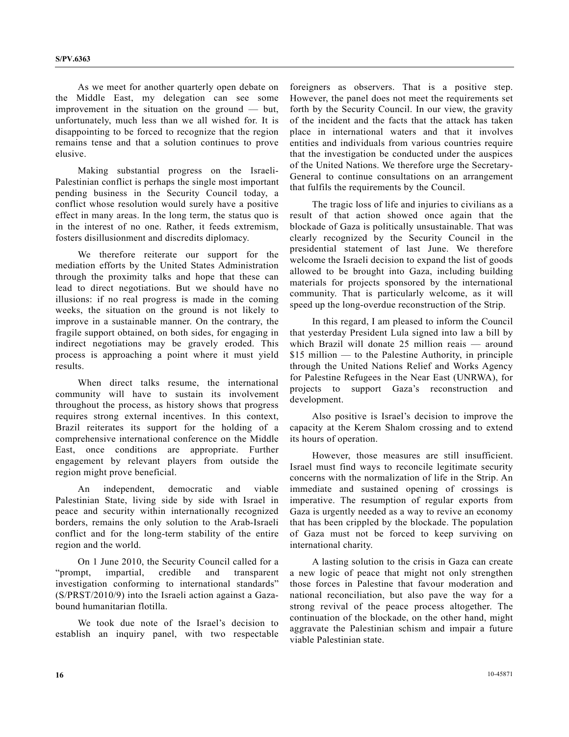As we meet for another quarterly open debate on the Middle East, my delegation can see some improvement in the situation on the ground — but, unfortunately, much less than we all wished for. It is disappointing to be forced to recognize that the region remains tense and that a solution continues to prove elusive.

Making substantial progress on the Israeli-Palestinian conflict is perhaps the single most important pending business in the Security Council today, a conflict whose resolution would surely have a positive effect in many areas. In the long term, the status quo is in the interest of no one. Rather, it feeds extremism, fosters disillusionment and discredits diplomacy.

We therefore reiterate our support for the mediation efforts by the United States Administration through the proximity talks and hope that these can lead to direct negotiations. But we should have no illusions: if no real progress is made in the coming weeks, the situation on the ground is not likely to improve in a sustainable manner. On the contrary, the fragile support obtained, on both sides, for engaging in indirect negotiations may be gravely eroded. This process is approaching a point where it must yield results.

When direct talks resume, the international community will have to sustain its involvement throughout the process, as history shows that progress requires strong external incentives. In this context, Brazil reiterates its support for the holding of a comprehensive international conference on the Middle East, once conditions are appropriate. Further engagement by relevant players from outside the region might prove beneficial.

An independent, democratic and viable Palestinian State, living side by side with Israel in peace and security within internationally recognized borders, remains the only solution to the Arab-Israeli conflict and for the long-term stability of the entire region and the world.

On 1 June 2010, the Security Council called for a "prompt, impartial, credible and transparent investigation conforming to international standards" (S/PRST/2010/9) into the Israeli action against a Gaza-bound humanitarian flotilla.

We took due note of the Israel's decision to establish an inquiry panel, with two respectable foreigners as observers. That is a positive step. However, the panel does not meet the requirements set forth by the Security Council. In our view, the gravity of the incident and the facts that the attack has taken place in international waters and that it involves entities and individuals from various countries require that the investigation be conducted under the auspices of the United Nations. We therefore urge the Secretary-General to continue consultations on an arrangement that fulfils the requirements by the Council.

The tragic loss of life and injuries to civilians as a result of that action showed once again that the blockade of Gaza is politically unsustainable. That was clearly recognized by the Security Council in the presidential statement of last June. We therefore welcome the Israeli decision to expand the list of goods allowed to be brought into Gaza, including building materials for projects sponsored by the international community. That is particularly welcome, as it will speed up the long-overdue reconstruction of the Strip.

In this regard, I am pleased to inform the Council that yesterday President Lula signed into law a bill by which Brazil will donate 25 million reais — around $15 million — to the Palestine Authority, in principle through the United Nations Relief and Works Agency for Palestine Refugees in the Near East (UNRWA), for projects to support Gaza's reconstruction and development.

Also positive is Israel's decision to improve the capacity at the Kerem Shalom crossing and to extend its hours of operation.

However, those measures are still insufficient. Israel must find ways to reconcile legitimate security concerns with the normalization of life in the Strip. An immediate and sustained opening of crossings is imperative. The resumption of regular exports from Gaza is urgently needed as a way to revive an economy that has been crippled by the blockade. The population of Gaza must not be forced to keep surviving on international charity.

A lasting solution to the crisis in Gaza can create a new logic of peace that might not only strengthen those forces in Palestine that favour moderation and national reconciliation, but also pave the way for a strong revival of the peace process altogether. The continuation of the blockade, on the other hand, might aggravate the Palestinian schism and impair a future viable Palestinian state.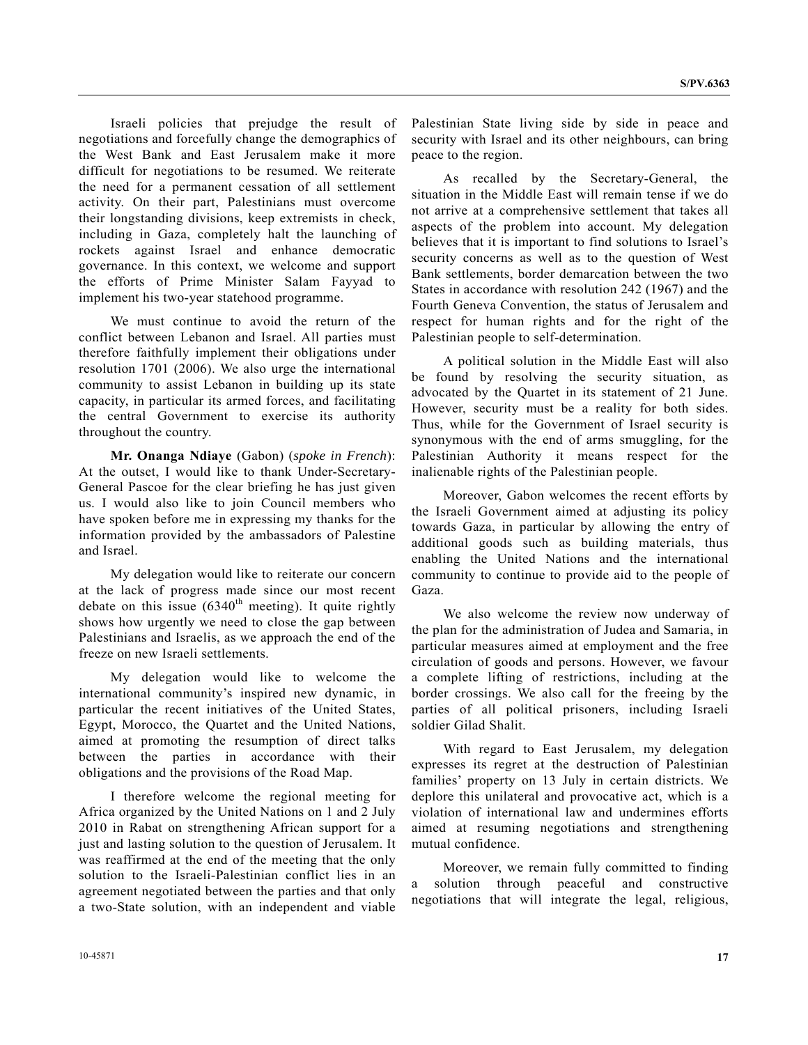Israeli policies that prejudge the result of negotiations and forcefully change the demographics of the West Bank and East Jerusalem make it more difficult for negotiations to be resumed. We reiterate the need for a permanent cessation of all settlement activity. On their part, Palestinians must overcome their longstanding divisions, keep extremists in check, including in Gaza, completely halt the launching of rockets against Israel and enhance democratic governance. In this context, we welcome and support the efforts of Prime Minister Salam Fayyad to implement his two-year statehood programme.

We must continue to avoid the return of the conflict between Lebanon and Israel. All parties must therefore faithfully implement their obligations under resolution 1701 (2006). We also urge the international community to assist Lebanon in building up its state capacity, in particular its armed forces, and facilitating the central Government to exercise its authority throughout the country.

**Mr. Onanga Ndiaye** (Gabon) (*spoke in French*): At the outset, I would like to thank Under-Secretary-General Pascoe for the clear briefing he has just given us. I would also like to join Council members who have spoken before me in expressing my thanks for the information provided by the ambassadors of Palestine and Israel.

My delegation would like to reiterate our concern at the lack of progress made since our most recent debate on this issue (6340th meeting). It quite rightly shows how urgently we need to close the gap between Palestinians and Israelis, as we approach the end of the freeze on new Israeli settlements.

My delegation would like to welcome the international community's inspired new dynamic, in particular the recent initiatives of the United States, Egypt, Morocco, the Quartet and the United Nations, aimed at promoting the resumption of direct talks between the parties in accordance with their obligations and the provisions of the Road Map.

I therefore welcome the regional meeting for Africa organized by the United Nations on 1 and 2 July 2010 in Rabat on strengthening African support for a just and lasting solution to the question of Jerusalem. It was reaffirmed at the end of the meeting that the only solution to the Israeli-Palestinian conflict lies in an agreement negotiated between the parties and that only a two-State solution, with an independent and viable Palestinian State living side by side in peace and security with Israel and its other neighbours, can bring peace to the region.

As recalled by the Secretary-General, the situation in the Middle East will remain tense if we do not arrive at a comprehensive settlement that takes all aspects of the problem into account. My delegation believes that it is important to find solutions to Israel's security concerns as well as to the question of West Bank settlements, border demarcation between the two States in accordance with resolution 242 (1967) and the Fourth Geneva Convention, the status of Jerusalem and respect for human rights and for the right of the Palestinian people to self-determination.

A political solution in the Middle East will also be found by resolving the security situation, as advocated by the Quartet in its statement of 21 June. However, security must be a reality for both sides. Thus, while for the Government of Israel security is synonymous with the end of arms smuggling, for the Palestinian Authority it means respect for the inalienable rights of the Palestinian people.

Moreover, Gabon welcomes the recent efforts by the Israeli Government aimed at adjusting its policy towards Gaza, in particular by allowing the entry of additional goods such as building materials, thus enabling the United Nations and the international community to continue to provide aid to the people of Gaza.

We also welcome the review now underway of the plan for the administration of Judea and Samaria, in particular measures aimed at employment and the free circulation of goods and persons. However, we favour a complete lifting of restrictions, including at the border crossings. We also call for the freeing by the parties of all political prisoners, including Israeli soldier Gilad Shalit.

With regard to East Jerusalem, my delegation expresses its regret at the destruction of Palestinian families' property on 13 July in certain districts. We deplore this unilateral and provocative act, which is a violation of international law and undermines efforts aimed at resuming negotiations and strengthening mutual confidence.

Moreover, we remain fully committed to finding a solution through peaceful and constructive negotiations that will integrate the legal, religious,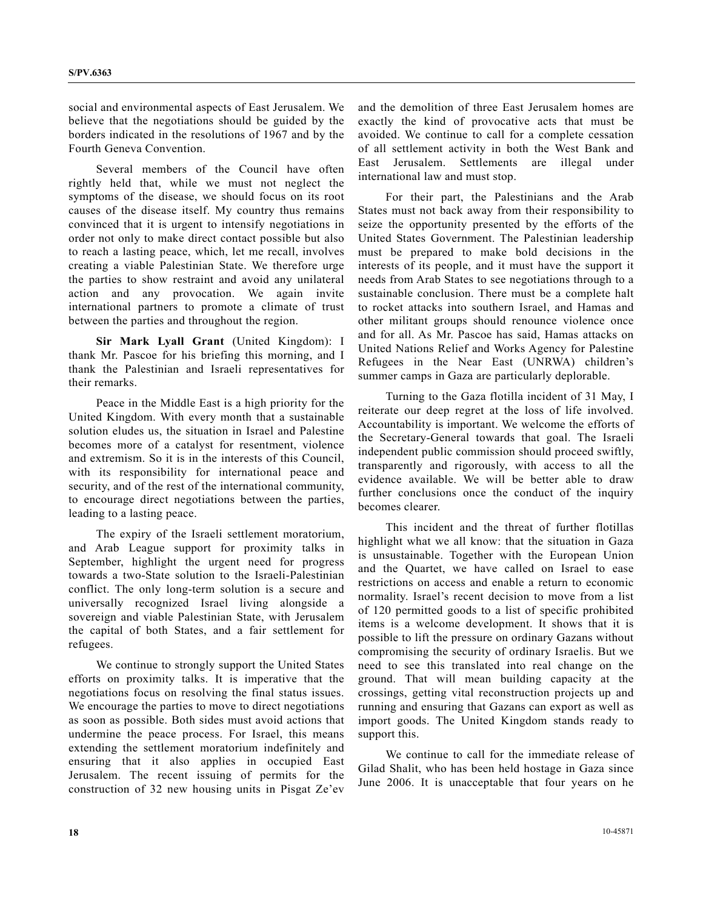social and environmental aspects of East Jerusalem. We believe that the negotiations should be guided by the borders indicated in the resolutions of 1967 and by the Fourth Geneva Convention.

Several members of the Council have often rightly held that, while we must not neglect the symptoms of the disease, we should focus on its root causes of the disease itself. My country thus remains convinced that it is urgent to intensify negotiations in order not only to make direct contact possible but also to reach a lasting peace, which, let me recall, involves creating a viable Palestinian State. We therefore urge the parties to show restraint and avoid any unilateral action and any provocation. We again invite international partners to promote a climate of trust between the parties and throughout the region.

**Sir Mark Lyall Grant** (United Kingdom): I thank Mr. Pascoe for his briefing this morning, and I thank the Palestinian and Israeli representatives for their remarks.

Peace in the Middle East is a high priority for the United Kingdom. With every month that a sustainable solution eludes us, the situation in Israel and Palestine becomes more of a catalyst for resentment, violence and extremism. So it is in the interests of this Council, with its responsibility for international peace and security, and of the rest of the international community, to encourage direct negotiations between the parties, leading to a lasting peace.

The expiry of the Israeli settlement moratorium, and Arab League support for proximity talks in September, highlight the urgent need for progress towards a two-State solution to the Israeli-Palestinian conflict. The only long-term solution is a secure and universally recognized Israel living alongside a sovereign and viable Palestinian State, with Jerusalem the capital of both States, and a fair settlement for refugees.

We continue to strongly support the United States efforts on proximity talks. It is imperative that the negotiations focus on resolving the final status issues. We encourage the parties to move to direct negotiations as soon as possible. Both sides must avoid actions that undermine the peace process. For Israel, this means extending the settlement moratorium indefinitely and ensuring that it also applies in occupied East Jerusalem. The recent issuing of permits for the construction of 32 new housing units in Pisgat Ze'ev and the demolition of three East Jerusalem homes are exactly the kind of provocative acts that must be avoided. We continue to call for a complete cessation of all settlement activity in both the West Bank and East Jerusalem. Settlements are illegal under international law and must stop.

For their part, the Palestinians and the Arab States must not back away from their responsibility to seize the opportunity presented by the efforts of the United States Government. The Palestinian leadership must be prepared to make bold decisions in the interests of its people, and it must have the support it needs from Arab States to see negotiations through to a sustainable conclusion. There must be a complete halt to rocket attacks into southern Israel, and Hamas and other militant groups should renounce violence once and for all. As Mr. Pascoe has said, Hamas attacks on United Nations Relief and Works Agency for Palestine Refugees in the Near East (UNRWA) children's summer camps in Gaza are particularly deplorable.

Turning to the Gaza flotilla incident of 31 May, I reiterate our deep regret at the loss of life involved. Accountability is important. We welcome the efforts of the Secretary-General towards that goal. The Israeli independent public commission should proceed swiftly, transparently and rigorously, with access to all the evidence available. We will be better able to draw further conclusions once the conduct of the inquiry becomes clearer.

This incident and the threat of further flotillas highlight what we all know: that the situation in Gaza is unsustainable. Together with the European Union and the Quartet, we have called on Israel to ease restrictions on access and enable a return to economic normality. Israel's recent decision to move from a list of 120 permitted goods to a list of specific prohibited items is a welcome development. It shows that it is possible to lift the pressure on ordinary Gazans without compromising the security of ordinary Israelis. But we need to see this translated into real change on the ground. That will mean building capacity at the crossings, getting vital reconstruction projects up and running and ensuring that Gazans can export as well as import goods. The United Kingdom stands ready to support this.

We continue to call for the immediate release of Gilad Shalit, who has been held hostage in Gaza since June 2006. It is unacceptable that four years on he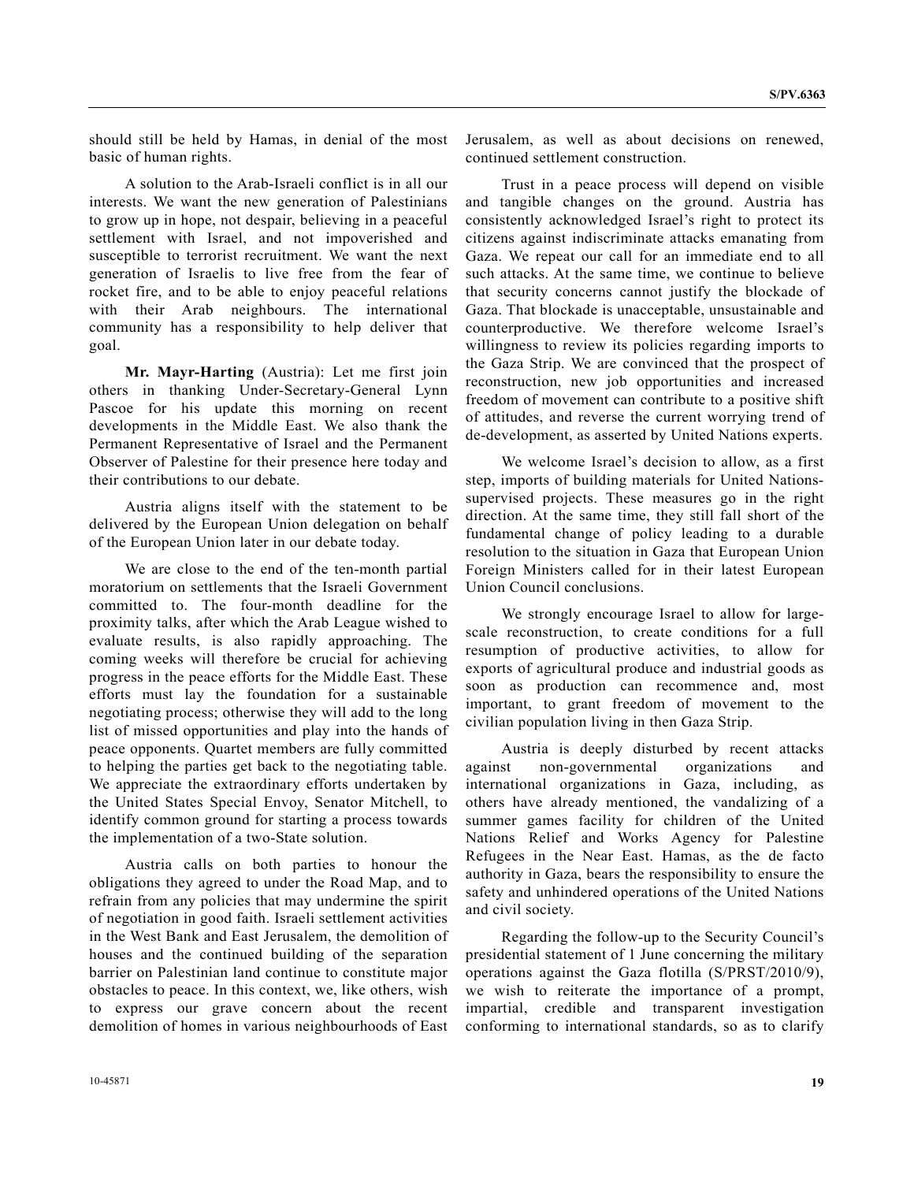should still be held by Hamas, in denial of the most basic of human rights.

A solution to the Arab-Israeli conflict is in all our interests. We want the new generation of Palestinians to grow up in hope, not despair, believing in a peaceful settlement with Israel, and not impoverished and susceptible to terrorist recruitment. We want the next generation of Israelis to live free from the fear of rocket fire, and to be able to enjoy peaceful relations with their Arab neighbours. The international community has a responsibility to help deliver that goal.

**Mr. Mayr-Harting** (Austria): Let me first join others in thanking Under-Secretary-General Lynn Pascoe for his update this morning on recent developments in the Middle East. We also thank the Permanent Representative of Israel and the Permanent Observer of Palestine for their presence here today and their contributions to our debate.

Austria aligns itself with the statement to be delivered by the European Union delegation on behalf of the European Union later in our debate today.

We are close to the end of the ten-month partial moratorium on settlements that the Israeli Government committed to. The four-month deadline for the proximity talks, after which the Arab League wished to evaluate results, is also rapidly approaching. The coming weeks will therefore be crucial for achieving progress in the peace efforts for the Middle East. These efforts must lay the foundation for a sustainable negotiating process; otherwise they will add to the long list of missed opportunities and play into the hands of peace opponents. Quartet members are fully committed to helping the parties get back to the negotiating table. We appreciate the extraordinary efforts undertaken by the United States Special Envoy, Senator Mitchell, to identify common ground for starting a process towards the implementation of a two-State solution.

Austria calls on both parties to honour the obligations they agreed to under the Road Map, and to refrain from any policies that may undermine the spirit of negotiation in good faith. Israeli settlement activities in the West Bank and East Jerusalem, the demolition of houses and the continued building of the separation barrier on Palestinian land continue to constitute major obstacles to peace. In this context, we, like others, wish to express our grave concern about the recent demolition of homes in various neighbourhoods of East Jerusalem, as well as about decisions on renewed, continued settlement construction.

Trust in a peace process will depend on visible and tangible changes on the ground. Austria has consistently acknowledged Israel's right to protect its citizens against indiscriminate attacks emanating from Gaza. We repeat our call for an immediate end to all such attacks. At the same time, we continue to believe that security concerns cannot justify the blockade of Gaza. That blockade is unacceptable, unsustainable and counterproductive. We therefore welcome Israel's willingness to review its policies regarding imports to the Gaza Strip. We are convinced that the prospect of reconstruction, new job opportunities and increased freedom of movement can contribute to a positive shift of attitudes, and reverse the current worrying trend of de-development, as asserted by United Nations experts.

We welcome Israel's decision to allow, as a first step, imports of building materials for United Nations-supervised projects. These measures go in the right direction. At the same time, they still fall short of the fundamental change of policy leading to a durable resolution to the situation in Gaza that European Union Foreign Ministers called for in their latest European Union Council conclusions.

We strongly encourage Israel to allow for large-scale reconstruction, to create conditions for a full resumption of productive activities, to allow for exports of agricultural produce and industrial goods as soon as production can recommence and, most important, to grant freedom of movement to the civilian population living in then Gaza Strip.

Austria is deeply disturbed by recent attacks against non-governmental organizations and international organizations in Gaza, including, as others have already mentioned, the vandalizing of a summer games facility for children of the United Nations Relief and Works Agency for Palestine Refugees in the Near East. Hamas, as the de facto authority in Gaza, bears the responsibility to ensure the safety and unhindered operations of the United Nations and civil society.

Regarding the follow-up to the Security Council's presidential statement of 1 June concerning the military operations against the Gaza flotilla (S/PRST/2010/9), we wish to reiterate the importance of a prompt, impartial, credible and transparent investigation conforming to international standards, so as to clarify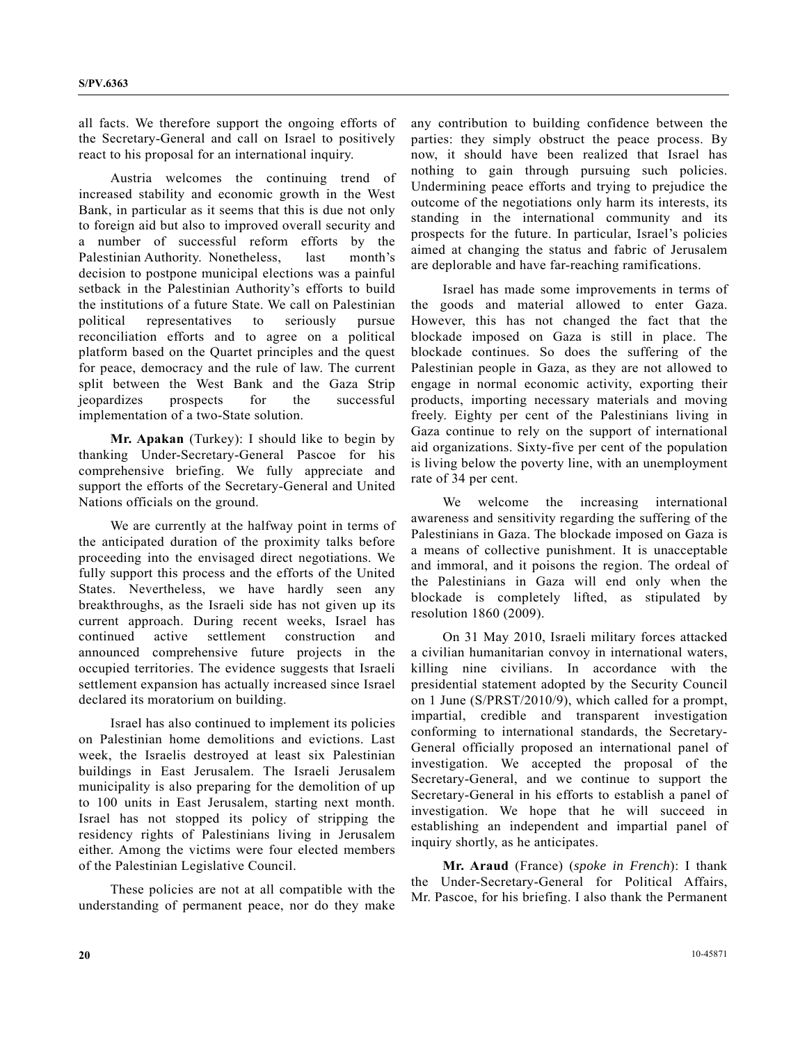all facts. We therefore support the ongoing efforts of the Secretary-General and call on Israel to positively react to his proposal for an international inquiry.

Austria welcomes the continuing trend of increased stability and economic growth in the West Bank, in particular as it seems that this is due not only to foreign aid but also to improved overall security and a number of successful reform efforts by the Palestinian Authority. Nonetheless, last month's decision to postpone municipal elections was a painful setback in the Palestinian Authority's efforts to build the institutions of a future State. We call on Palestinian political representatives to seriously pursue reconciliation efforts and to agree on a political platform based on the Quartet principles and the quest for peace, democracy and the rule of law. The current split between the West Bank and the Gaza Strip jeopardizes prospects for the successful implementation of a two-State solution.

**Mr. Apakan** (Turkey): I should like to begin by thanking Under-Secretary-General Pascoe for his comprehensive briefing. We fully appreciate and support the efforts of the Secretary-General and United Nations officials on the ground.

We are currently at the halfway point in terms of the anticipated duration of the proximity talks before proceeding into the envisaged direct negotiations. We fully support this process and the efforts of the United States. Nevertheless, we have hardly seen any breakthroughs, as the Israeli side has not given up its current approach. During recent weeks, Israel has continued active settlement construction and announced comprehensive future projects in the occupied territories. The evidence suggests that Israeli settlement expansion has actually increased since Israel declared its moratorium on building.

Israel has also continued to implement its policies on Palestinian home demolitions and evictions. Last week, the Israelis destroyed at least six Palestinian buildings in East Jerusalem. The Israeli Jerusalem municipality is also preparing for the demolition of up to 100 units in East Jerusalem, starting next month. Israel has not stopped its policy of stripping the residency rights of Palestinians living in Jerusalem either. Among the victims were four elected members of the Palestinian Legislative Council.

These policies are not at all compatible with the understanding of permanent peace, nor do they make any contribution to building confidence between the parties: they simply obstruct the peace process. By now, it should have been realized that Israel has nothing to gain through pursuing such policies. Undermining peace efforts and trying to prejudice the outcome of the negotiations only harm its interests, its standing in the international community and its prospects for the future. In particular, Israel's policies aimed at changing the status and fabric of Jerusalem are deplorable and have far-reaching ramifications.

Israel has made some improvements in terms of the goods and material allowed to enter Gaza. However, this has not changed the fact that the blockade imposed on Gaza is still in place. The blockade continues. So does the suffering of the Palestinian people in Gaza, as they are not allowed to engage in normal economic activity, exporting their products, importing necessary materials and moving freely. Eighty per cent of the Palestinians living in Gaza continue to rely on the support of international aid organizations. Sixty-five per cent of the population is living below the poverty line, with an unemployment rate of 34 per cent.

We welcome the increasing international awareness and sensitivity regarding the suffering of the Palestinians in Gaza. The blockade imposed on Gaza is a means of collective punishment. It is unacceptable and immoral, and it poisons the region. The ordeal of the Palestinians in Gaza will end only when the blockade is completely lifted, as stipulated by resolution 1860 (2009).

On 31 May 2010, Israeli military forces attacked a civilian humanitarian convoy in international waters, killing nine civilians. In accordance with the presidential statement adopted by the Security Council on 1 June (S/PRST/2010/9), which called for a prompt, impartial, credible and transparent investigation conforming to international standards, the Secretary-General officially proposed an international panel of investigation. We accepted the proposal of the Secretary-General, and we continue to support the Secretary-General in his efforts to establish a panel of investigation. We hope that he will succeed in establishing an independent and impartial panel of inquiry shortly, as he anticipates.

**Mr. Araud** (France) (*spoke in French*): I thank the Under-Secretary-General for Political Affairs, Mr. Pascoe, for his briefing. I also thank the Permanent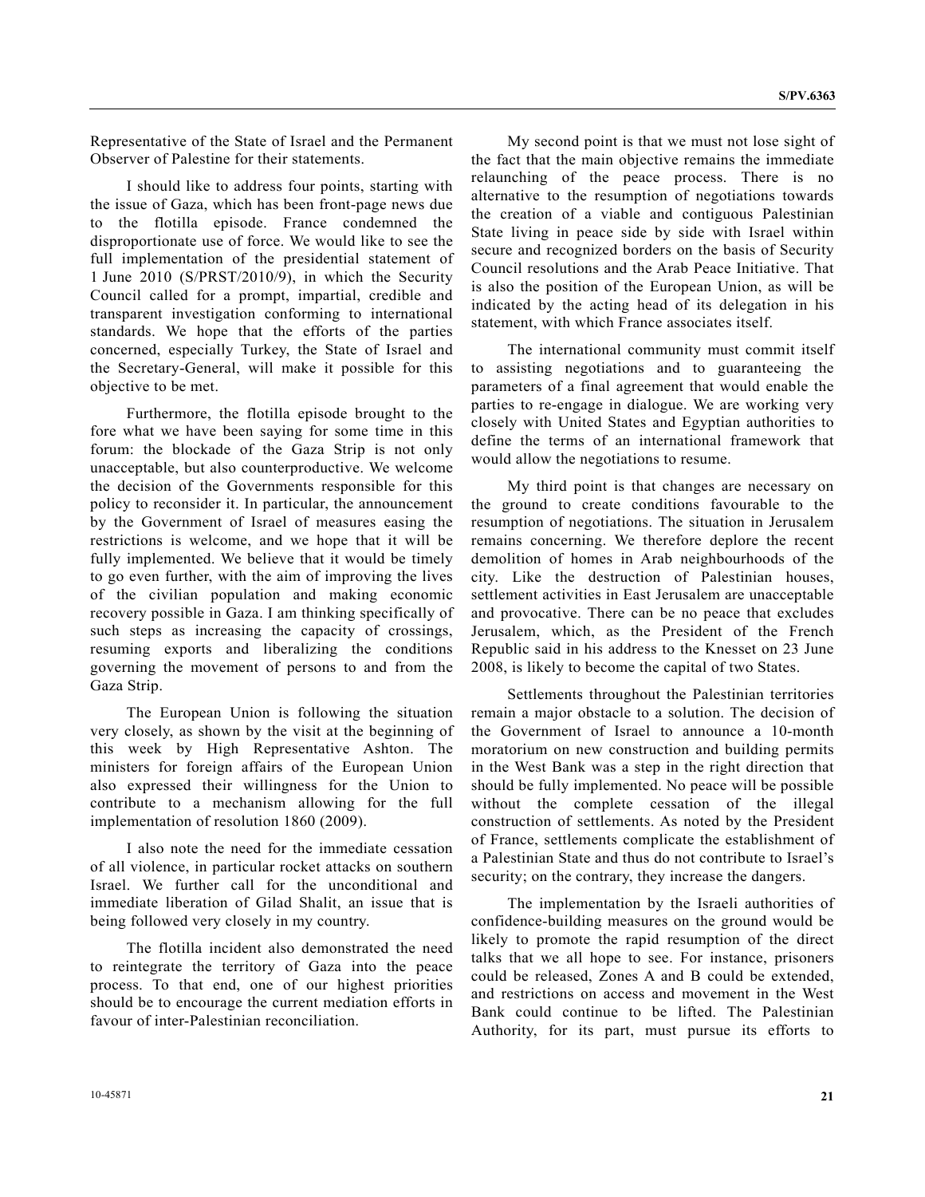Representative of the State of Israel and the Permanent Observer of Palestine for their statements.

I should like to address four points, starting with the issue of Gaza, which has been front-page news due to the flotilla episode. France condemned the disproportionate use of force. We would like to see the full implementation of the presidential statement of 1 June 2010 (S/PRST/2010/9), in which the Security Council called for a prompt, impartial, credible and transparent investigation conforming to international standards. We hope that the efforts of the parties concerned, especially Turkey, the State of Israel and the Secretary-General, will make it possible for this objective to be met.

Furthermore, the flotilla episode brought to the fore what we have been saying for some time in this forum: the blockade of the Gaza Strip is not only unacceptable, but also counterproductive. We welcome the decision of the Governments responsible for this policy to reconsider it. In particular, the announcement by the Government of Israel of measures easing the restrictions is welcome, and we hope that it will be fully implemented. We believe that it would be timely to go even further, with the aim of improving the lives of the civilian population and making economic recovery possible in Gaza. I am thinking specifically of such steps as increasing the capacity of crossings, resuming exports and liberalizing the conditions governing the movement of persons to and from the Gaza Strip.

The European Union is following the situation very closely, as shown by the visit at the beginning of this week by High Representative Ashton. The ministers for foreign affairs of the European Union also expressed their willingness for the Union to contribute to a mechanism allowing for the full implementation of resolution 1860 (2009).

I also note the need for the immediate cessation of all violence, in particular rocket attacks on southern Israel. We further call for the unconditional and immediate liberation of Gilad Shalit, an issue that is being followed very closely in my country.

The flotilla incident also demonstrated the need to reintegrate the territory of Gaza into the peace process. To that end, one of our highest priorities should be to encourage the current mediation efforts in favour of inter-Palestinian reconciliation.

My second point is that we must not lose sight of the fact that the main objective remains the immediate relaunching of the peace process. There is no alternative to the resumption of negotiations towards the creation of a viable and contiguous Palestinian State living in peace side by side with Israel within secure and recognized borders on the basis of Security Council resolutions and the Arab Peace Initiative. That is also the position of the European Union, as will be indicated by the acting head of its delegation in his statement, with which France associates itself.

The international community must commit itself to assisting negotiations and to guaranteeing the parameters of a final agreement that would enable the parties to re-engage in dialogue. We are working very closely with United States and Egyptian authorities to define the terms of an international framework that would allow the negotiations to resume.

My third point is that changes are necessary on the ground to create conditions favourable to the resumption of negotiations. The situation in Jerusalem remains concerning. We therefore deplore the recent demolition of homes in Arab neighbourhoods of the city. Like the destruction of Palestinian houses, settlement activities in East Jerusalem are unacceptable and provocative. There can be no peace that excludes Jerusalem, which, as the President of the French Republic said in his address to the Knesset on 23 June 2008, is likely to become the capital of two States.

Settlements throughout the Palestinian territories remain a major obstacle to a solution. The decision of the Government of Israel to announce a 10-month moratorium on new construction and building permits in the West Bank was a step in the right direction that should be fully implemented. No peace will be possible without the complete cessation of the illegal construction of settlements. As noted by the President of France, settlements complicate the establishment of a Palestinian State and thus do not contribute to Israel's security; on the contrary, they increase the dangers.

The implementation by the Israeli authorities of confidence-building measures on the ground would be likely to promote the rapid resumption of the direct talks that we all hope to see. For instance, prisoners could be released, Zones A and B could be extended, and restrictions on access and movement in the West Bank could continue to be lifted. The Palestinian Authority, for its part, must pursue its efforts to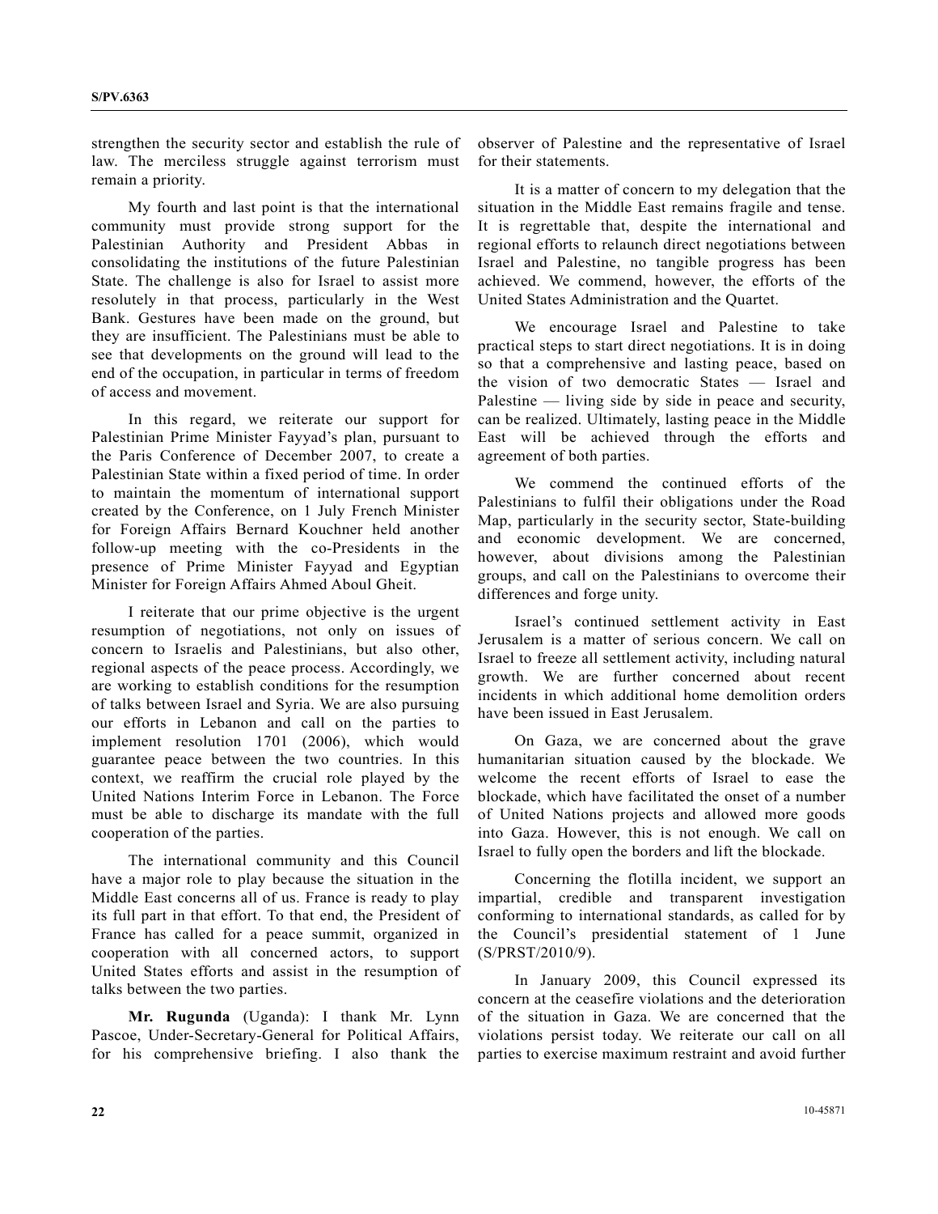strengthen the security sector and establish the rule of law. The merciless struggle against terrorism must remain a priority.

My fourth and last point is that the international community must provide strong support for the Palestinian Authority and President Abbas in consolidating the institutions of the future Palestinian State. The challenge is also for Israel to assist more resolutely in that process, particularly in the West Bank. Gestures have been made on the ground, but they are insufficient. The Palestinians must be able to see that developments on the ground will lead to the end of the occupation, in particular in terms of freedom of access and movement.

In this regard, we reiterate our support for Palestinian Prime Minister Fayyad's plan, pursuant to the Paris Conference of December 2007, to create a Palestinian State within a fixed period of time. In order to maintain the momentum of international support created by the Conference, on 1 July French Minister for Foreign Affairs Bernard Kouchner held another follow-up meeting with the co-Presidents in the presence of Prime Minister Fayyad and Egyptian Minister for Foreign Affairs Ahmed Aboul Gheit.

I reiterate that our prime objective is the urgent resumption of negotiations, not only on issues of concern to Israelis and Palestinians, but also other, regional aspects of the peace process. Accordingly, we are working to establish conditions for the resumption of talks between Israel and Syria. We are also pursuing our efforts in Lebanon and call on the parties to implement resolution 1701 (2006), which would guarantee peace between the two countries. In this context, we reaffirm the crucial role played by the United Nations Interim Force in Lebanon. The Force must be able to discharge its mandate with the full cooperation of the parties.

The international community and this Council have a major role to play because the situation in the Middle East concerns all of us. France is ready to play its full part in that effort. To that end, the President of France has called for a peace summit, organized in cooperation with all concerned actors, to support United States efforts and assist in the resumption of talks between the two parties.

**Mr. Rugunda** (Uganda): I thank Mr. Lynn Pascoe, Under-Secretary-General for Political Affairs, for his comprehensive briefing. I also thank the observer of Palestine and the representative of Israel for their statements.

It is a matter of concern to my delegation that the situation in the Middle East remains fragile and tense. It is regrettable that, despite the international and regional efforts to relaunch direct negotiations between Israel and Palestine, no tangible progress has been achieved. We commend, however, the efforts of the United States Administration and the Quartet.

We encourage Israel and Palestine to take practical steps to start direct negotiations. It is in doing so that a comprehensive and lasting peace, based on the vision of two democratic States — Israel and Palestine — living side by side in peace and security, can be realized. Ultimately, lasting peace in the Middle East will be achieved through the efforts and agreement of both parties.

We commend the continued efforts of the Palestinians to fulfil their obligations under the Road Map, particularly in the security sector, State-building and economic development. We are concerned, however, about divisions among the Palestinian groups, and call on the Palestinians to overcome their differences and forge unity.

Israel's continued settlement activity in East Jerusalem is a matter of serious concern. We call on Israel to freeze all settlement activity, including natural growth. We are further concerned about recent incidents in which additional home demolition orders have been issued in East Jerusalem.

On Gaza, we are concerned about the grave humanitarian situation caused by the blockade. We welcome the recent efforts of Israel to ease the blockade, which have facilitated the onset of a number of United Nations projects and allowed more goods into Gaza. However, this is not enough. We call on Israel to fully open the borders and lift the blockade.

Concerning the flotilla incident, we support an impartial, credible and transparent investigation conforming to international standards, as called for by the Council's presidential statement of 1 June (S/PRST/2010/9).

In January 2009, this Council expressed its concern at the ceasefire violations and the deterioration of the situation in Gaza. We are concerned that the violations persist today. We reiterate our call on all parties to exercise maximum restraint and avoid further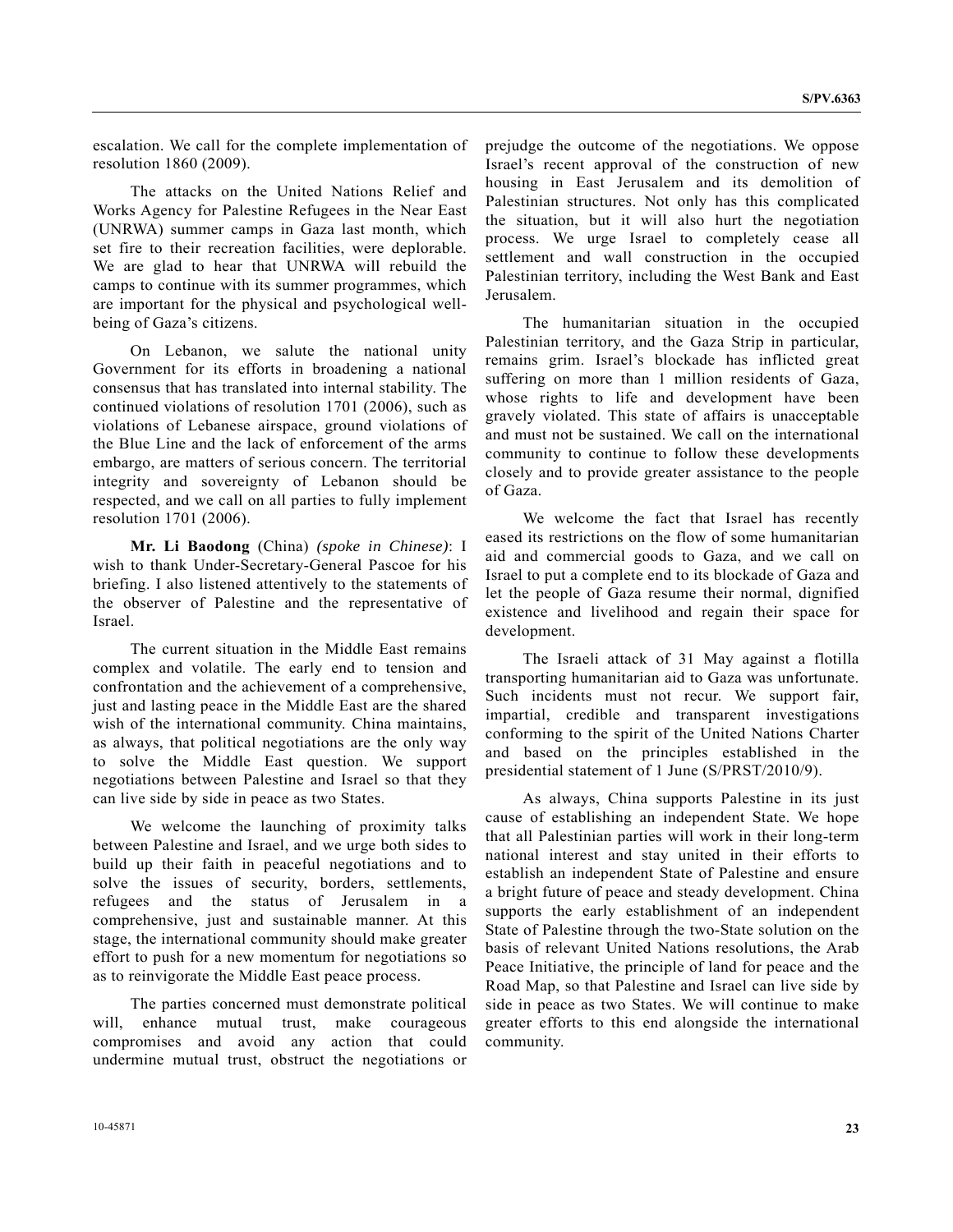escalation. We call for the complete implementation of resolution 1860 (2009).

The attacks on the United Nations Relief and Works Agency for Palestine Refugees in the Near East (UNRWA) summer camps in Gaza last month, which set fire to their recreation facilities, were deplorable. We are glad to hear that UNRWA will rebuild the camps to continue with its summer programmes, which are important for the physical and psychological well-being of Gaza's citizens.

On Lebanon, we salute the national unity Government for its efforts in broadening a national consensus that has translated into internal stability. The continued violations of resolution 1701 (2006), such as violations of Lebanese airspace, ground violations of the Blue Line and the lack of enforcement of the arms embargo, are matters of serious concern. The territorial integrity and sovereignty of Lebanon should be respected, and we call on all parties to fully implement resolution 1701 (2006).

**Mr. Li Baodong** (China) *(spoke in Chinese)*: I wish to thank Under-Secretary-General Pascoe for his briefing. I also listened attentively to the statements of the observer of Palestine and the representative of Israel.

The current situation in the Middle East remains complex and volatile. The early end to tension and confrontation and the achievement of a comprehensive, just and lasting peace in the Middle East are the shared wish of the international community. China maintains, as always, that political negotiations are the only way to solve the Middle East question. We support negotiations between Palestine and Israel so that they can live side by side in peace as two States.

We welcome the launching of proximity talks between Palestine and Israel, and we urge both sides to build up their faith in peaceful negotiations and to solve the issues of security, borders, settlements, refugees and the status of Jerusalem in a comprehensive, just and sustainable manner. At this stage, the international community should make greater effort to push for a new momentum for negotiations so as to reinvigorate the Middle East peace process.

The parties concerned must demonstrate political will, enhance mutual trust, make courageous compromises and avoid any action that could undermine mutual trust, obstruct the negotiations or prejudge the outcome of the negotiations. We oppose Israel's recent approval of the construction of new housing in East Jerusalem and its demolition of Palestinian structures. Not only has this complicated the situation, but it will also hurt the negotiation process. We urge Israel to completely cease all settlement and wall construction in the occupied Palestinian territory, including the West Bank and East Jerusalem.

The humanitarian situation in the occupied Palestinian territory, and the Gaza Strip in particular, remains grim. Israel's blockade has inflicted great suffering on more than 1 million residents of Gaza, whose rights to life and development have been gravely violated. This state of affairs is unacceptable and must not be sustained. We call on the international community to continue to follow these developments closely and to provide greater assistance to the people of Gaza.

We welcome the fact that Israel has recently eased its restrictions on the flow of some humanitarian aid and commercial goods to Gaza, and we call on Israel to put a complete end to its blockade of Gaza and let the people of Gaza resume their normal, dignified existence and livelihood and regain their space for development.

The Israeli attack of 31 May against a flotilla transporting humanitarian aid to Gaza was unfortunate. Such incidents must not recur. We support fair, impartial, credible and transparent investigations conforming to the spirit of the United Nations Charter and based on the principles established in the presidential statement of 1 June (S/PRST/2010/9).

As always, China supports Palestine in its just cause of establishing an independent State. We hope that all Palestinian parties will work in their long-term national interest and stay united in their efforts to establish an independent State of Palestine and ensure a bright future of peace and steady development. China supports the early establishment of an independent State of Palestine through the two-State solution on the basis of relevant United Nations resolutions, the Arab Peace Initiative, the principle of land for peace and the Road Map, so that Palestine and Israel can live side by side in peace as two States. We will continue to make greater efforts to this end alongside the international community.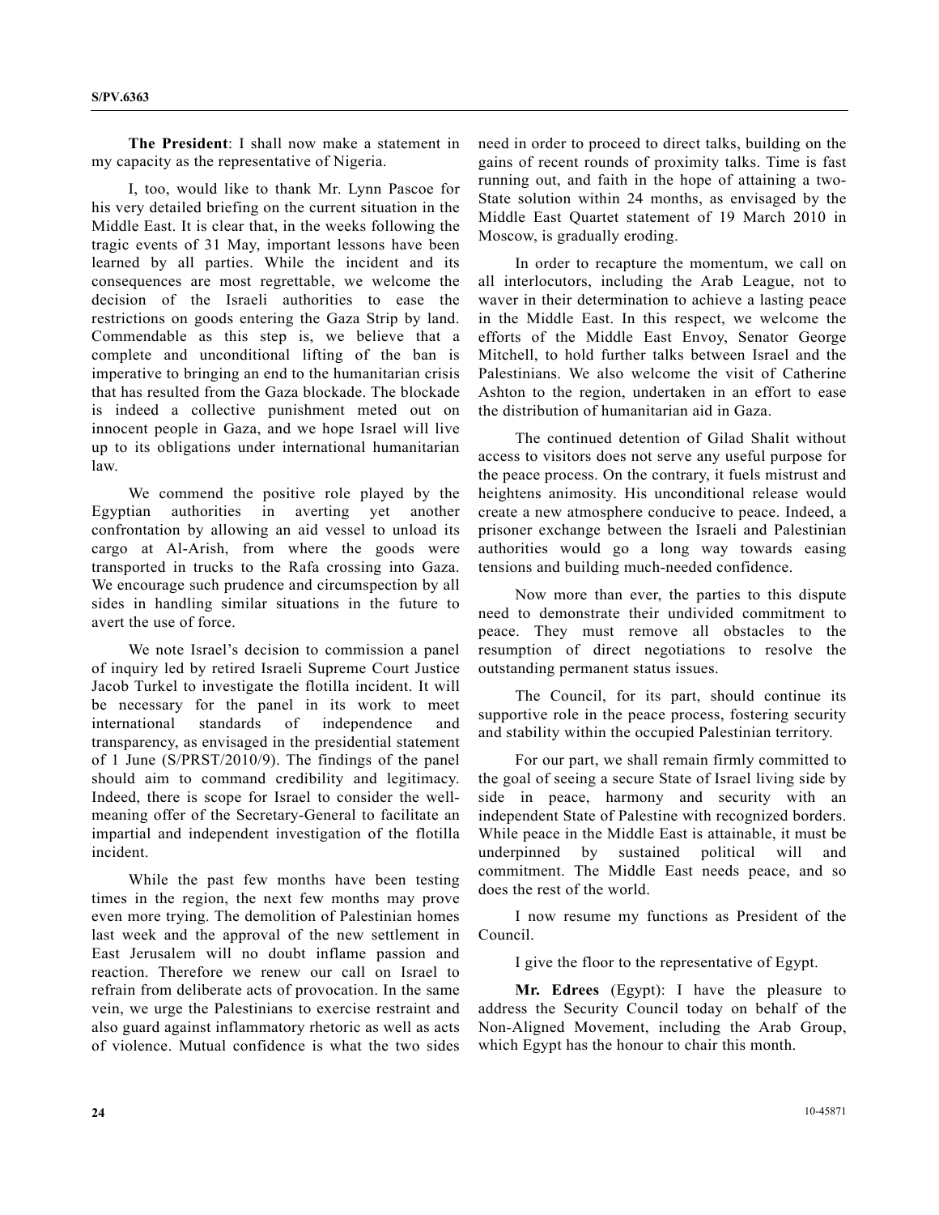**The President**: I shall now make a statement in my capacity as the representative of Nigeria.

I, too, would like to thank Mr. Lynn Pascoe for his very detailed briefing on the current situation in the Middle East. It is clear that, in the weeks following the tragic events of 31 May, important lessons have been learned by all parties. While the incident and its consequences are most regrettable, we welcome the decision of the Israeli authorities to ease the restrictions on goods entering the Gaza Strip by land. Commendable as this step is, we believe that a complete and unconditional lifting of the ban is imperative to bringing an end to the humanitarian crisis that has resulted from the Gaza blockade. The blockade is indeed a collective punishment meted out on innocent people in Gaza, and we hope Israel will live up to its obligations under international humanitarian law.

We commend the positive role played by the Egyptian authorities in averting yet another confrontation by allowing an aid vessel to unload its cargo at Al-Arish, from where the goods were transported in trucks to the Rafa crossing into Gaza. We encourage such prudence and circumspection by all sides in handling similar situations in the future to avert the use of force.

We note Israel's decision to commission a panel of inquiry led by retired Israeli Supreme Court Justice Jacob Turkel to investigate the flotilla incident. It will be necessary for the panel in its work to meet international standards of independence and transparency, as envisaged in the presidential statement of 1 June (S/PRST/2010/9). The findings of the panel should aim to command credibility and legitimacy. Indeed, there is scope for Israel to consider the well-meaning offer of the Secretary-General to facilitate an impartial and independent investigation of the flotilla incident.

While the past few months have been testing times in the region, the next few months may prove even more trying. The demolition of Palestinian homes last week and the approval of the new settlement in East Jerusalem will no doubt inflame passion and reaction. Therefore we renew our call on Israel to refrain from deliberate acts of provocation. In the same vein, we urge the Palestinians to exercise restraint and also guard against inflammatory rhetoric as well as acts of violence. Mutual confidence is what the two sides need in order to proceed to direct talks, building on the gains of recent rounds of proximity talks. Time is fast running out, and faith in the hope of attaining a two-State solution within 24 months, as envisaged by the Middle East Quartet statement of 19 March 2010 in Moscow, is gradually eroding.

In order to recapture the momentum, we call on all interlocutors, including the Arab League, not to waver in their determination to achieve a lasting peace in the Middle East. In this respect, we welcome the efforts of the Middle East Envoy, Senator George Mitchell, to hold further talks between Israel and the Palestinians. We also welcome the visit of Catherine Ashton to the region, undertaken in an effort to ease the distribution of humanitarian aid in Gaza.

The continued detention of Gilad Shalit without access to visitors does not serve any useful purpose for the peace process. On the contrary, it fuels mistrust and heightens animosity. His unconditional release would create a new atmosphere conducive to peace. Indeed, a prisoner exchange between the Israeli and Palestinian authorities would go a long way towards easing tensions and building much-needed confidence.

Now more than ever, the parties to this dispute need to demonstrate their undivided commitment to peace. They must remove all obstacles to the resumption of direct negotiations to resolve the outstanding permanent status issues.

The Council, for its part, should continue its supportive role in the peace process, fostering security and stability within the occupied Palestinian territory.

For our part, we shall remain firmly committed to the goal of seeing a secure State of Israel living side by side in peace, harmony and security with an independent State of Palestine with recognized borders. While peace in the Middle East is attainable, it must be underpinned by sustained political will and commitment. The Middle East needs peace, and so does the rest of the world.

I now resume my functions as President of the Council.

I give the floor to the representative of Egypt.

**Mr. Edrees** (Egypt): I have the pleasure to address the Security Council today on behalf of the Non-Aligned Movement, including the Arab Group, which Egypt has the honour to chair this month.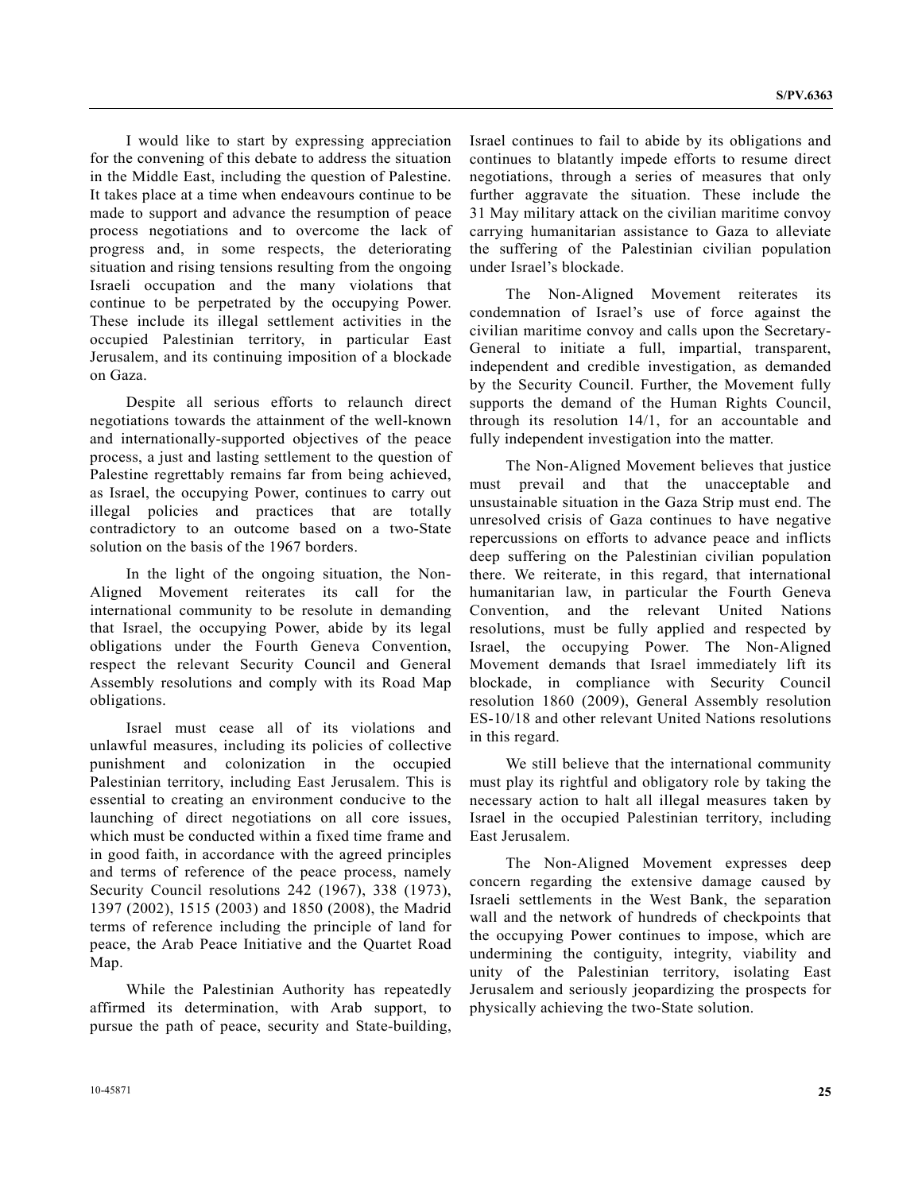I would like to start by expressing appreciation for the convening of this debate to address the situation in the Middle East, including the question of Palestine. It takes place at a time when endeavours continue to be made to support and advance the resumption of peace process negotiations and to overcome the lack of progress and, in some respects, the deteriorating situation and rising tensions resulting from the ongoing Israeli occupation and the many violations that continue to be perpetrated by the occupying Power. These include its illegal settlement activities in the occupied Palestinian territory, in particular East Jerusalem, and its continuing imposition of a blockade on Gaza.

Despite all serious efforts to relaunch direct negotiations towards the attainment of the well-known and internationally-supported objectives of the peace process, a just and lasting settlement to the question of Palestine regrettably remains far from being achieved, as Israel, the occupying Power, continues to carry out illegal policies and practices that are totally contradictory to an outcome based on a two-State solution on the basis of the 1967 borders.

In the light of the ongoing situation, the Non-Aligned Movement reiterates its call for the international community to be resolute in demanding that Israel, the occupying Power, abide by its legal obligations under the Fourth Geneva Convention, respect the relevant Security Council and General Assembly resolutions and comply with its Road Map obligations.

Israel must cease all of its violations and unlawful measures, including its policies of collective punishment and colonization in the occupied Palestinian territory, including East Jerusalem. This is essential to creating an environment conducive to the launching of direct negotiations on all core issues, which must be conducted within a fixed time frame and in good faith, in accordance with the agreed principles and terms of reference of the peace process, namely Security Council resolutions 242 (1967), 338 (1973), 1397 (2002), 1515 (2003) and 1850 (2008), the Madrid terms of reference including the principle of land for peace, the Arab Peace Initiative and the Quartet Road Map.

While the Palestinian Authority has repeatedly affirmed its determination, with Arab support, to pursue the path of peace, security and State-building, Israel continues to fail to abide by its obligations and continues to blatantly impede efforts to resume direct negotiations, through a series of measures that only further aggravate the situation. These include the 31 May military attack on the civilian maritime convoy carrying humanitarian assistance to Gaza to alleviate the suffering of the Palestinian civilian population under Israel's blockade.

The Non-Aligned Movement reiterates its condemnation of Israel's use of force against the civilian maritime convoy and calls upon the Secretary-General to initiate a full, impartial, transparent, independent and credible investigation, as demanded by the Security Council. Further, the Movement fully supports the demand of the Human Rights Council, through its resolution 14/1, for an accountable and fully independent investigation into the matter.

The Non-Aligned Movement believes that justice must prevail and that the unacceptable and unsustainable situation in the Gaza Strip must end. The unresolved crisis of Gaza continues to have negative repercussions on efforts to advance peace and inflicts deep suffering on the Palestinian civilian population there. We reiterate, in this regard, that international humanitarian law, in particular the Fourth Geneva Convention, and the relevant United Nations resolutions, must be fully applied and respected by Israel, the occupying Power. The Non-Aligned Movement demands that Israel immediately lift its blockade, in compliance with Security Council resolution 1860 (2009), General Assembly resolution ES-10/18 and other relevant United Nations resolutions in this regard.

We still believe that the international community must play its rightful and obligatory role by taking the necessary action to halt all illegal measures taken by Israel in the occupied Palestinian territory, including East Jerusalem.

The Non-Aligned Movement expresses deep concern regarding the extensive damage caused by Israeli settlements in the West Bank, the separation wall and the network of hundreds of checkpoints that the occupying Power continues to impose, which are undermining the contiguity, integrity, viability and unity of the Palestinian territory, isolating East Jerusalem and seriously jeopardizing the prospects for physically achieving the two-State solution.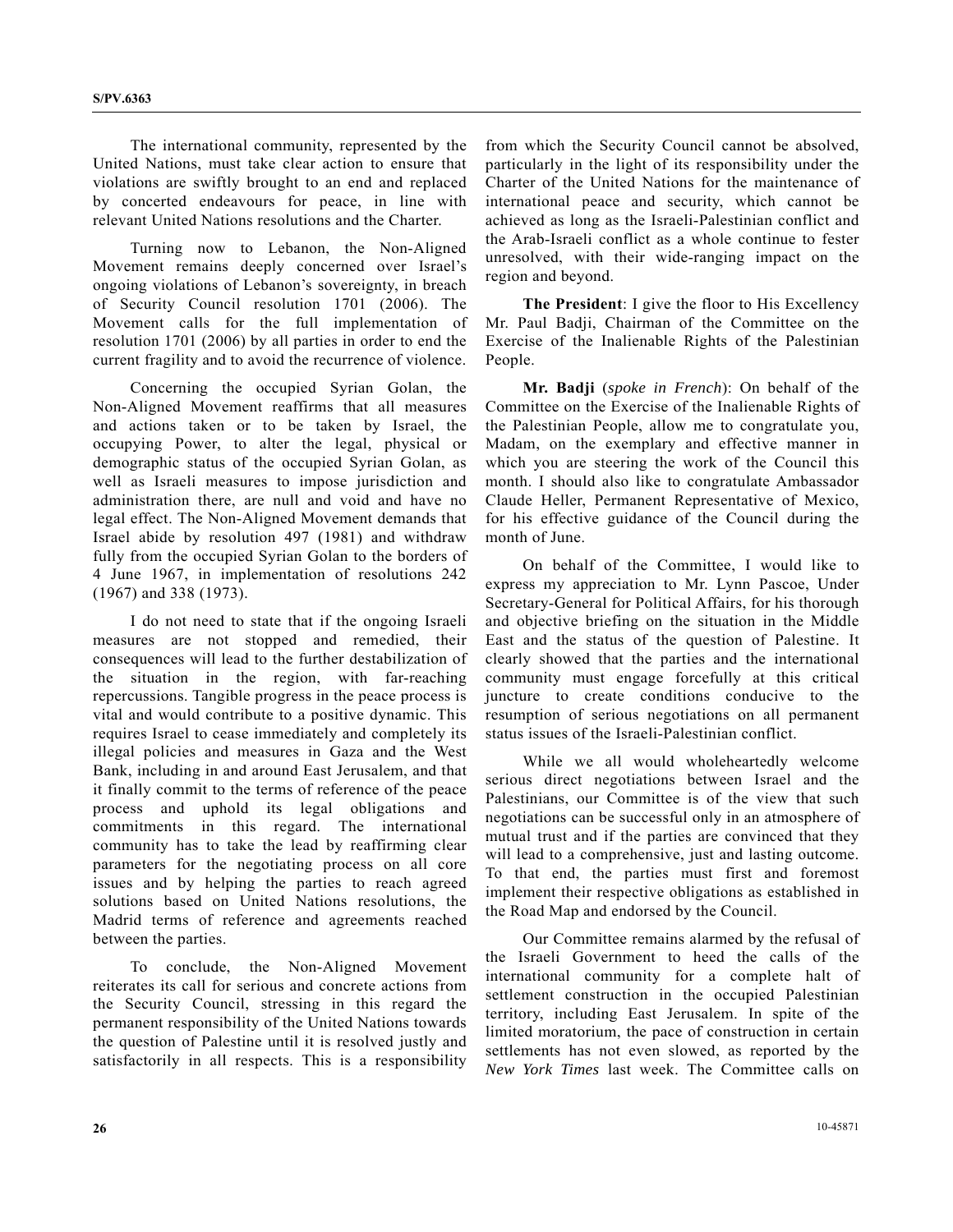The international community, represented by the United Nations, must take clear action to ensure that violations are swiftly brought to an end and replaced by concerted endeavours for peace, in line with relevant United Nations resolutions and the Charter.

Turning now to Lebanon, the Non-Aligned Movement remains deeply concerned over Israel's ongoing violations of Lebanon's sovereignty, in breach of Security Council resolution 1701 (2006). The Movement calls for the full implementation of resolution 1701 (2006) by all parties in order to end the current fragility and to avoid the recurrence of violence.

Concerning the occupied Syrian Golan, the Non-Aligned Movement reaffirms that all measures and actions taken or to be taken by Israel, the occupying Power, to alter the legal, physical or demographic status of the occupied Syrian Golan, as well as Israeli measures to impose jurisdiction and administration there, are null and void and have no legal effect. The Non-Aligned Movement demands that Israel abide by resolution 497 (1981) and withdraw fully from the occupied Syrian Golan to the borders of 4 June 1967, in implementation of resolutions 242 (1967) and 338 (1973).

I do not need to state that if the ongoing Israeli measures are not stopped and remedied, their consequences will lead to the further destabilization of the situation in the region, with far-reaching repercussions. Tangible progress in the peace process is vital and would contribute to a positive dynamic. This requires Israel to cease immediately and completely its illegal policies and measures in Gaza and the West Bank, including in and around East Jerusalem, and that it finally commit to the terms of reference of the peace process and uphold its legal obligations and commitments in this regard. The international community has to take the lead by reaffirming clear parameters for the negotiating process on all core issues and by helping the parties to reach agreed solutions based on United Nations resolutions, the Madrid terms of reference and agreements reached between the parties.

To conclude, the Non-Aligned Movement reiterates its call for serious and concrete actions from the Security Council, stressing in this regard the permanent responsibility of the United Nations towards the question of Palestine until it is resolved justly and satisfactorily in all respects. This is a responsibility from which the Security Council cannot be absolved, particularly in the light of its responsibility under the Charter of the United Nations for the maintenance of international peace and security, which cannot be achieved as long as the Israeli-Palestinian conflict and the Arab-Israeli conflict as a whole continue to fester unresolved, with their wide-ranging impact on the region and beyond.

**The President**: I give the floor to His Excellency Mr. Paul Badji, Chairman of the Committee on the Exercise of the Inalienable Rights of the Palestinian People.

**Mr. Badji** (*spoke in French*): On behalf of the Committee on the Exercise of the Inalienable Rights of the Palestinian People, allow me to congratulate you, Madam, on the exemplary and effective manner in which you are steering the work of the Council this month. I should also like to congratulate Ambassador Claude Heller, Permanent Representative of Mexico, for his effective guidance of the Council during the month of June.

On behalf of the Committee, I would like to express my appreciation to Mr. Lynn Pascoe, Under Secretary-General for Political Affairs, for his thorough and objective briefing on the situation in the Middle East and the status of the question of Palestine. It clearly showed that the parties and the international community must engage forcefully at this critical juncture to create conditions conducive to the resumption of serious negotiations on all permanent status issues of the Israeli-Palestinian conflict.

While we all would wholeheartedly welcome serious direct negotiations between Israel and the Palestinians, our Committee is of the view that such negotiations can be successful only in an atmosphere of mutual trust and if the parties are convinced that they will lead to a comprehensive, just and lasting outcome. To that end, the parties must first and foremost implement their respective obligations as established in the Road Map and endorsed by the Council.

Our Committee remains alarmed by the refusal of the Israeli Government to heed the calls of the international community for a complete halt of settlement construction in the occupied Palestinian territory, including East Jerusalem. In spite of the limited moratorium, the pace of construction in certain settlements has not even slowed, as reported by the *New York Times* last week. The Committee calls on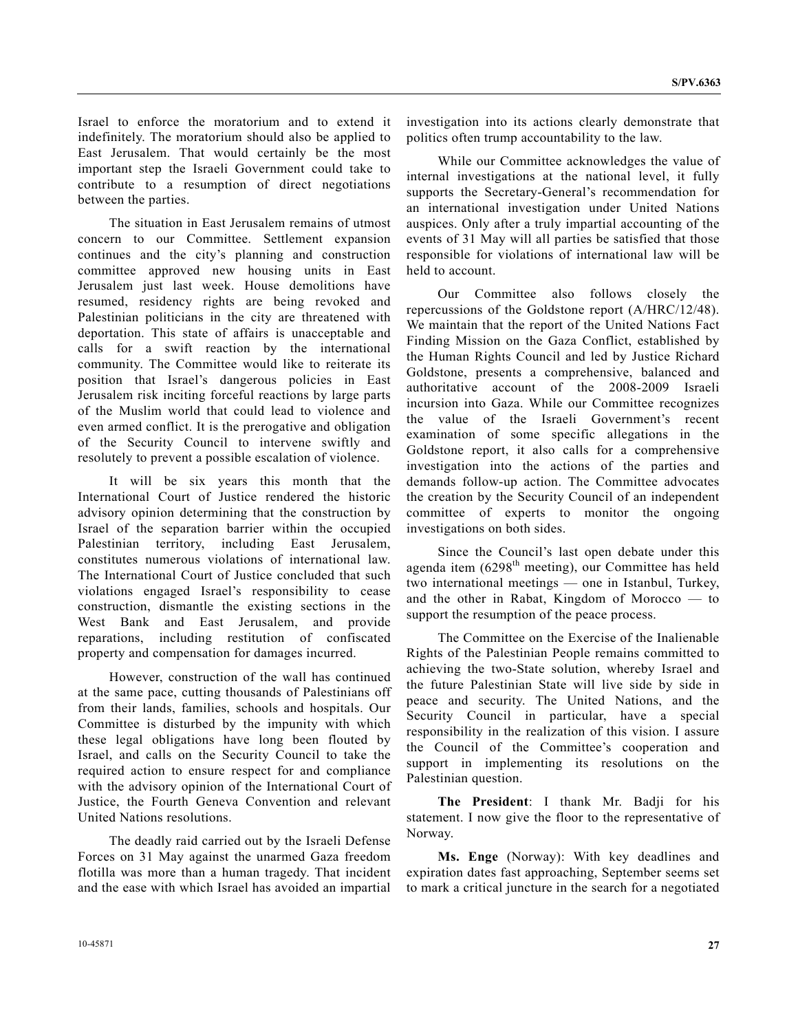Israel to enforce the moratorium and to extend it indefinitely. The moratorium should also be applied to East Jerusalem. That would certainly be the most important step the Israeli Government could take to contribute to a resumption of direct negotiations between the parties.

The situation in East Jerusalem remains of utmost concern to our Committee. Settlement expansion continues and the city's planning and construction committee approved new housing units in East Jerusalem just last week. House demolitions have resumed, residency rights are being revoked and Palestinian politicians in the city are threatened with deportation. This state of affairs is unacceptable and calls for a swift reaction by the international community. The Committee would like to reiterate its position that Israel's dangerous policies in East Jerusalem risk inciting forceful reactions by large parts of the Muslim world that could lead to violence and even armed conflict. It is the prerogative and obligation of the Security Council to intervene swiftly and resolutely to prevent a possible escalation of violence.

It will be six years this month that the International Court of Justice rendered the historic advisory opinion determining that the construction by Israel of the separation barrier within the occupied Palestinian territory, including East Jerusalem, constitutes numerous violations of international law. The International Court of Justice concluded that such violations engaged Israel's responsibility to cease construction, dismantle the existing sections in the West Bank and East Jerusalem, and provide reparations, including restitution of confiscated property and compensation for damages incurred.

However, construction of the wall has continued at the same pace, cutting thousands of Palestinians off from their lands, families, schools and hospitals. Our Committee is disturbed by the impunity with which these legal obligations have long been flouted by Israel, and calls on the Security Council to take the required action to ensure respect for and compliance with the advisory opinion of the International Court of Justice, the Fourth Geneva Convention and relevant United Nations resolutions.

The deadly raid carried out by the Israeli Defense Forces on 31 May against the unarmed Gaza freedom flotilla was more than a human tragedy. That incident and the ease with which Israel has avoided an impartial investigation into its actions clearly demonstrate that politics often trump accountability to the law.

While our Committee acknowledges the value of internal investigations at the national level, it fully supports the Secretary-General's recommendation for an international investigation under United Nations auspices. Only after a truly impartial accounting of the events of 31 May will all parties be satisfied that those responsible for violations of international law will be held to account.

Our Committee also follows closely the repercussions of the Goldstone report (A/HRC/12/48). We maintain that the report of the United Nations Fact Finding Mission on the Gaza Conflict, established by the Human Rights Council and led by Justice Richard Goldstone, presents a comprehensive, balanced and authoritative account of the 2008-2009 Israeli incursion into Gaza. While our Committee recognizes the value of the Israeli Government's recent examination of some specific allegations in the Goldstone report, it also calls for a comprehensive investigation into the actions of the parties and demands follow-up action. The Committee advocates the creation by the Security Council of an independent committee of experts to monitor the ongoing investigations on both sides.

Since the Council's last open debate under this agenda item (6298th meeting), our Committee has held two international meetings — one in Istanbul, Turkey, and the other in Rabat, Kingdom of Morocco — to support the resumption of the peace process.

The Committee on the Exercise of the Inalienable Rights of the Palestinian People remains committed to achieving the two-State solution, whereby Israel and the future Palestinian State will live side by side in peace and security. The United Nations, and the Security Council in particular, have a special responsibility in the realization of this vision. I assure the Council of the Committee's cooperation and support in implementing its resolutions on the Palestinian question.

**The President**: I thank Mr. Badji for his statement. I now give the floor to the representative of Norway.

**Ms. Enge** (Norway): With key deadlines and expiration dates fast approaching, September seems set to mark a critical juncture in the search for a negotiated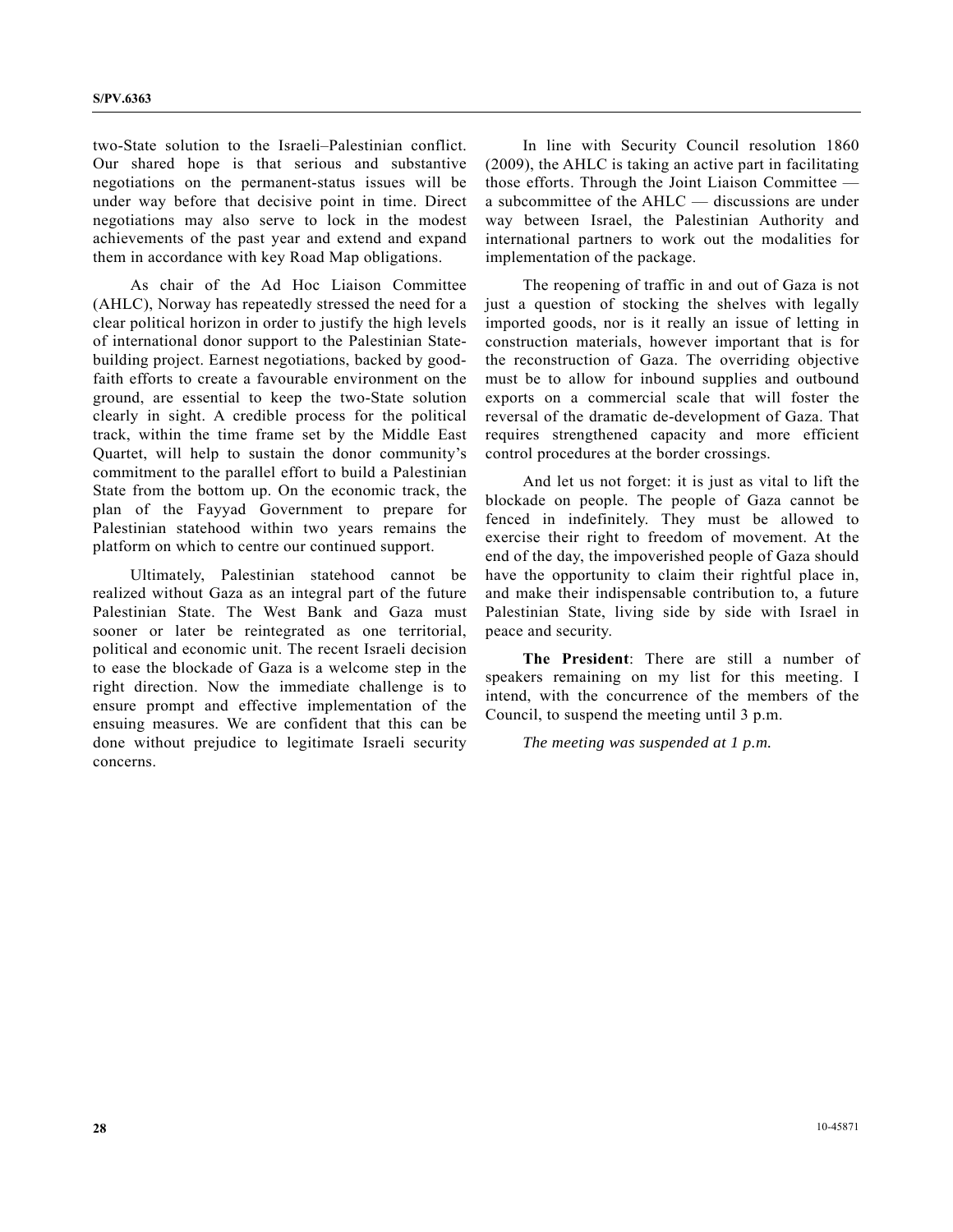two-State solution to the Israeli–Palestinian conflict. Our shared hope is that serious and substantive negotiations on the permanent-status issues will be under way before that decisive point in time. Direct negotiations may also serve to lock in the modest achievements of the past year and extend and expand them in accordance with key Road Map obligations.

As chair of the Ad Hoc Liaison Committee (AHLC), Norway has repeatedly stressed the need for a clear political horizon in order to justify the high levels of international donor support to the Palestinian State-building project. Earnest negotiations, backed by good-faith efforts to create a favourable environment on the ground, are essential to keep the two-State solution clearly in sight. A credible process for the political track, within the time frame set by the Middle East Quartet, will help to sustain the donor community's commitment to the parallel effort to build a Palestinian State from the bottom up. On the economic track, the plan of the Fayyad Government to prepare for Palestinian statehood within two years remains the platform on which to centre our continued support.

Ultimately, Palestinian statehood cannot be realized without Gaza as an integral part of the future Palestinian State. The West Bank and Gaza must sooner or later be reintegrated as one territorial, political and economic unit. The recent Israeli decision to ease the blockade of Gaza is a welcome step in the right direction. Now the immediate challenge is to ensure prompt and effective implementation of the ensuing measures. We are confident that this can be done without prejudice to legitimate Israeli security concerns.

In line with Security Council resolution 1860 (2009), the AHLC is taking an active part in facilitating those efforts. Through the Joint Liaison Committee — a subcommittee of the AHLC — discussions are under way between Israel, the Palestinian Authority and international partners to work out the modalities for implementation of the package.

The reopening of traffic in and out of Gaza is not just a question of stocking the shelves with legally imported goods, nor is it really an issue of letting in construction materials, however important that is for the reconstruction of Gaza. The overriding objective must be to allow for inbound supplies and outbound exports on a commercial scale that will foster the reversal of the dramatic de-development of Gaza. That requires strengthened capacity and more efficient control procedures at the border crossings.

And let us not forget: it is just as vital to lift the blockade on people. The people of Gaza cannot be fenced in indefinitely. They must be allowed to exercise their right to freedom of movement. At the end of the day, the impoverished people of Gaza should have the opportunity to claim their rightful place in, and make their indispensable contribution to, a future Palestinian State, living side by side with Israel in peace and security.

**The President**: There are still a number of speakers remaining on my list for this meeting. I intend, with the concurrence of the members of the Council, to suspend the meeting until 3 p.m.

*The meeting was suspended at 1 p.m.*